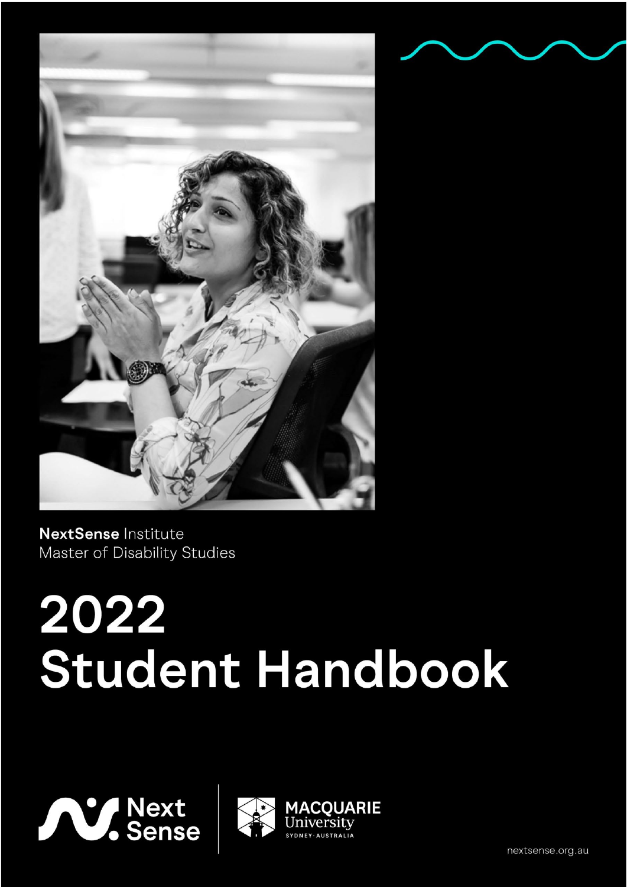**NextSense** Institute
Master of Disability Studies

# 2022 Student Handbook

nextsense.org.au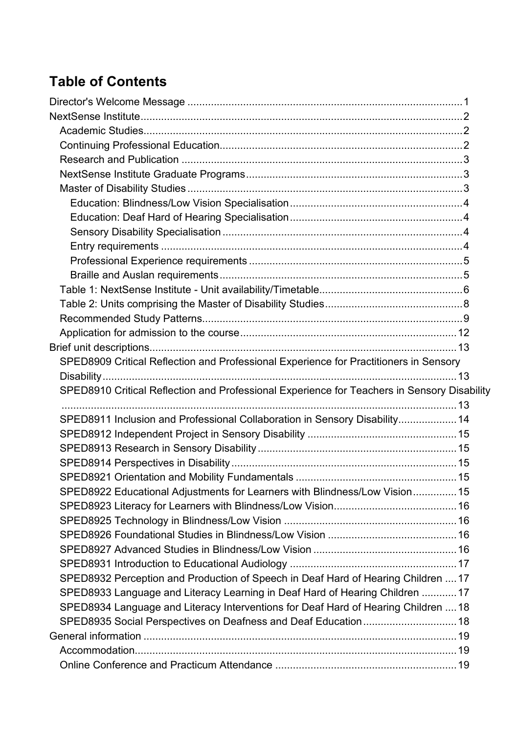# Table of Contents

- Director's Welcome Message ..... 1
- NextSense Institute ..... 2
  - Academic Studies ..... 2
  - Continuing Professional Education ..... 2
  - Research and Publication ..... 3
  - NextSense Institute Graduate Programs ..... 3
  - Master of Disability Studies ..... 3
    - Education: Blindness/Low Vision Specialisation ..... 4
    - Education: Deaf Hard of Hearing Specialisation ..... 4
    - Sensory Disability Specialisation ..... 4
    - Entry requirements ..... 4
    - Professional Experience requirements ..... 5
    - Braille and Auslan requirements ..... 5
  - Table 1: NextSense Institute - Unit availability/Timetable ..... 6
  - Table 2: Units comprising the Master of Disability Studies ..... 8
  - Recommended Study Patterns ..... 9
  - Application for admission to the course ..... 12
- Brief unit descriptions ..... 13
  - SPED8909 Critical Reflection and Professional Experience for Practitioners in Sensory Disability ..... 13
  - SPED8910 Critical Reflection and Professional Experience for Teachers in Sensory Disability ..... 13
  - SPED8911 Inclusion and Professional Collaboration in Sensory Disability ..... 14
  - SPED8912 Independent Project in Sensory Disability ..... 15
  - SPED8913 Research in Sensory Disability ..... 15
  - SPED8914 Perspectives in Disability ..... 15
  - SPED8921 Orientation and Mobility Fundamentals ..... 15
  - SPED8922 Educational Adjustments for Learners with Blindness/Low Vision ..... 15
  - SPED8923 Literacy for Learners with Blindness/Low Vision ..... 16
  - SPED8925 Technology in Blindness/Low Vision ..... 16
  - SPED8926 Foundational Studies in Blindness/Low Vision ..... 16
  - SPED8927 Advanced Studies in Blindness/Low Vision ..... 16
  - SPED8931 Introduction to Educational Audiology ..... 17
  - SPED8932 Perception and Production of Speech in Deaf Hard of Hearing Children ..... 17
  - SPED8933 Language and Literacy Learning in Deaf Hard of Hearing Children ..... 17
  - SPED8934 Language and Literacy Interventions for Deaf Hard of Hearing Children ..... 18
  - SPED8935 Social Perspectives on Deafness and Deaf Education ..... 18
- General information ..... 19
  - Accommodation ..... 19
  - Online Conference and Practicum Attendance ..... 19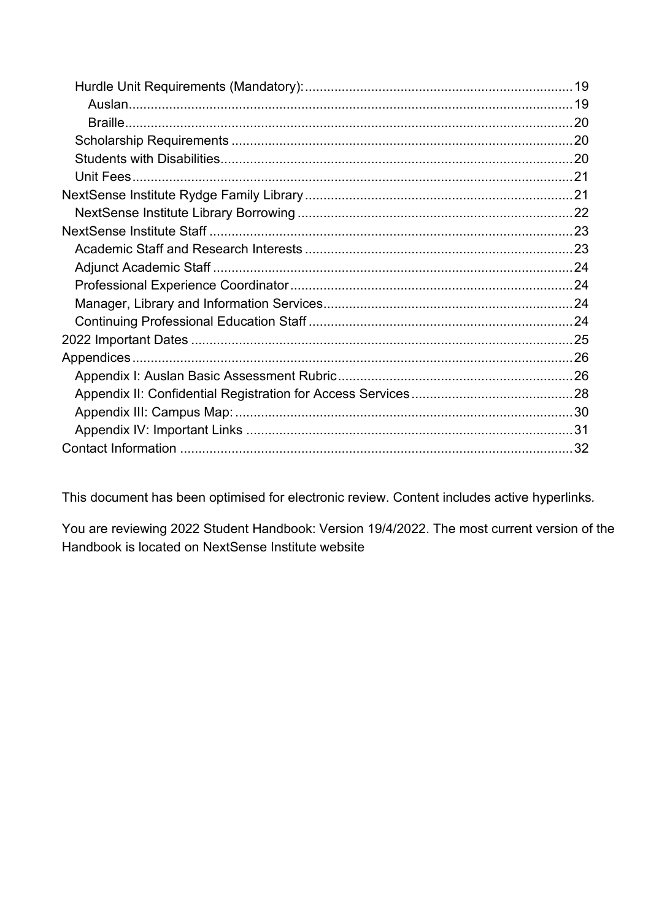- Hurdle Unit Requirements (Mandatory): ... 19
  - Auslan ... 19
  - Braille ... 20
- Scholarship Requirements ... 20
- Students with Disabilities ... 20
- Unit Fees ... 21

NextSense Institute Rydge Family Library ... 21

- NextSense Institute Library Borrowing ... 22

NextSense Institute Staff ... 23

- Academic Staff and Research Interests ... 23
- Adjunct Academic Staff ... 24
- Professional Experience Coordinator ... 24
- Manager, Library and Information Services ... 24
- Continuing Professional Education Staff ... 24

2022 Important Dates ... 25

Appendices ... 26

- Appendix I: Auslan Basic Assessment Rubric ... 26
- Appendix II: Confidential Registration for Access Services ... 28
- Appendix III: Campus Map: ... 30
- Appendix IV: Important Links ... 31

Contact Information ... 32

This document has been optimised for electronic review. Content includes active hyperlinks.

You are reviewing 2022 Student Handbook: Version 19/4/2022. The most current version of the Handbook is located on NextSense Institute website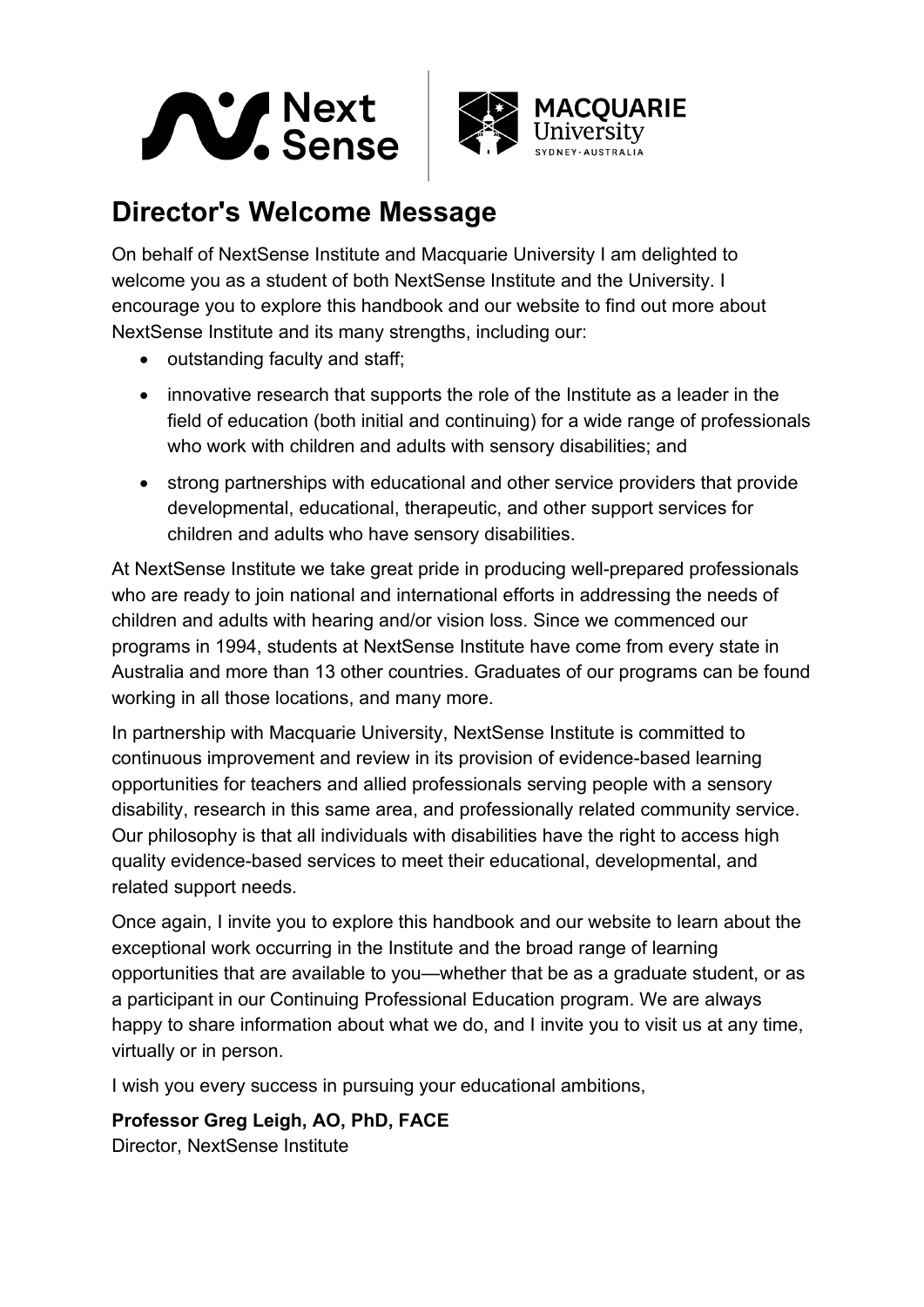# Director's Welcome Message

On behalf of NextSense Institute and Macquarie University I am delighted to welcome you as a student of both NextSense Institute and the University. I encourage you to explore this handbook and our website to find out more about NextSense Institute and its many strengths, including our:

- outstanding faculty and staff;
- innovative research that supports the role of the Institute as a leader in the field of education (both initial and continuing) for a wide range of professionals who work with children and adults with sensory disabilities; and
- strong partnerships with educational and other service providers that provide developmental, educational, therapeutic, and other support services for children and adults who have sensory disabilities.

At NextSense Institute we take great pride in producing well-prepared professionals who are ready to join national and international efforts in addressing the needs of children and adults with hearing and/or vision loss. Since we commenced our programs in 1994, students at NextSense Institute have come from every state in Australia and more than 13 other countries. Graduates of our programs can be found working in all those locations, and many more.

In partnership with Macquarie University, NextSense Institute is committed to continuous improvement and review in its provision of evidence-based learning opportunities for teachers and allied professionals serving people with a sensory disability, research in this same area, and professionally related community service. Our philosophy is that all individuals with disabilities have the right to access high quality evidence-based services to meet their educational, developmental, and related support needs.

Once again, I invite you to explore this handbook and our website to learn about the exceptional work occurring in the Institute and the broad range of learning opportunities that are available to you—whether that be as a graduate student, or as a participant in our Continuing Professional Education program. We are always happy to share information about what we do, and I invite you to visit us at any time, virtually or in person.

I wish you every success in pursuing your educational ambitions,

**Professor Greg Leigh, AO, PhD, FACE**
Director, NextSense Institute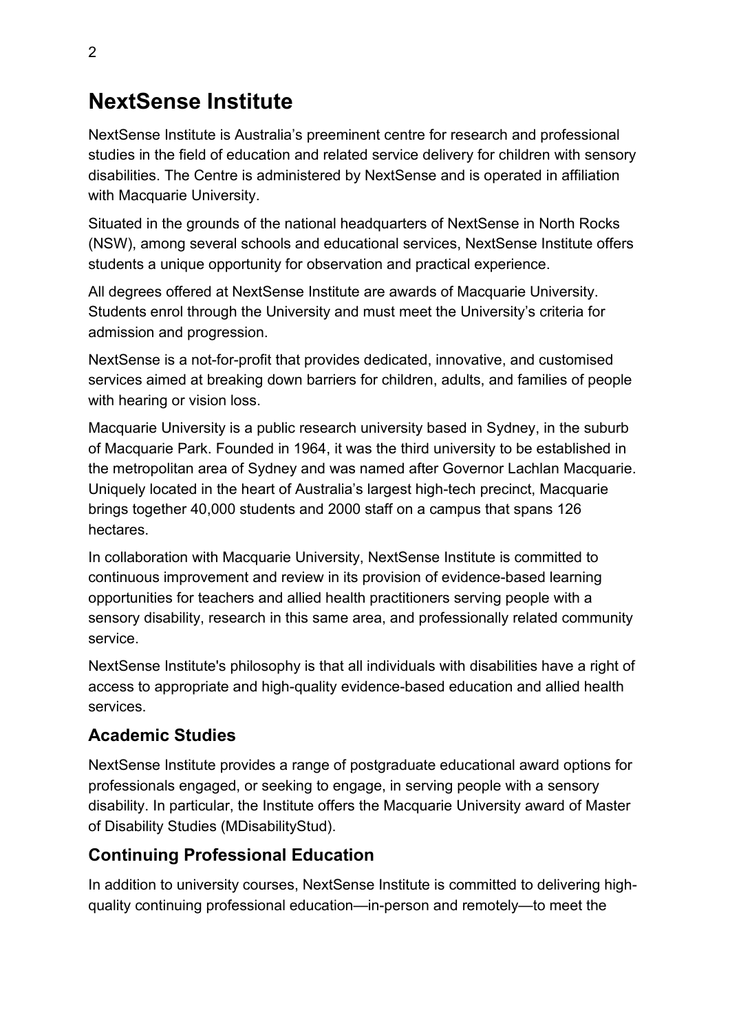# NextSense Institute

NextSense Institute is Australia's preeminent centre for research and professional studies in the field of education and related service delivery for children with sensory disabilities. The Centre is administered by NextSense and is operated in affiliation with Macquarie University.

Situated in the grounds of the national headquarters of NextSense in North Rocks (NSW), among several schools and educational services, NextSense Institute offers students a unique opportunity for observation and practical experience.

All degrees offered at NextSense Institute are awards of Macquarie University. Students enrol through the University and must meet the University's criteria for admission and progression.

NextSense is a not-for-profit that provides dedicated, innovative, and customised services aimed at breaking down barriers for children, adults, and families of people with hearing or vision loss.

Macquarie University is a public research university based in Sydney, in the suburb of Macquarie Park. Founded in 1964, it was the third university to be established in the metropolitan area of Sydney and was named after Governor Lachlan Macquarie. Uniquely located in the heart of Australia's largest high-tech precinct, Macquarie brings together 40,000 students and 2000 staff on a campus that spans 126 hectares.

In collaboration with Macquarie University, NextSense Institute is committed to continuous improvement and review in its provision of evidence-based learning opportunities for teachers and allied health practitioners serving people with a sensory disability, research in this same area, and professionally related community service.

NextSense Institute's philosophy is that all individuals with disabilities have a right of access to appropriate and high-quality evidence-based education and allied health services.

## Academic Studies

NextSense Institute provides a range of postgraduate educational award options for professionals engaged, or seeking to engage, in serving people with a sensory disability. In particular, the Institute offers the Macquarie University award of Master of Disability Studies (MDisabilityStud).

## Continuing Professional Education

In addition to university courses, NextSense Institute is committed to delivering high-quality continuing professional education—in-person and remotely—to meet the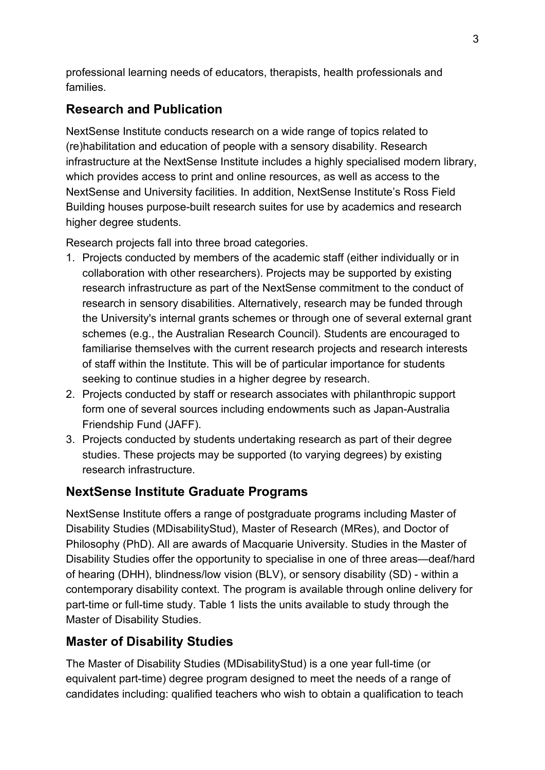professional learning needs of educators, therapists, health professionals and families.

## Research and Publication

NextSense Institute conducts research on a wide range of topics related to (re)habilitation and education of people with a sensory disability. Research infrastructure at the NextSense Institute includes a highly specialised modern library, which provides access to print and online resources, as well as access to the NextSense and University facilities. In addition, NextSense Institute's Ross Field Building houses purpose-built research suites for use by academics and research higher degree students.

Research projects fall into three broad categories.

1. Projects conducted by members of the academic staff (either individually or in collaboration with other researchers). Projects may be supported by existing research infrastructure as part of the NextSense commitment to the conduct of research in sensory disabilities. Alternatively, research may be funded through the University's internal grants schemes or through one of several external grant schemes (e.g., the Australian Research Council). Students are encouraged to familiarise themselves with the current research projects and research interests of staff within the Institute. This will be of particular importance for students seeking to continue studies in a higher degree by research.
2. Projects conducted by staff or research associates with philanthropic support form one of several sources including endowments such as Japan-Australia Friendship Fund (JAFF).
3. Projects conducted by students undertaking research as part of their degree studies. These projects may be supported (to varying degrees) by existing research infrastructure.

## NextSense Institute Graduate Programs

NextSense Institute offers a range of postgraduate programs including Master of Disability Studies (MDisabilityStud), Master of Research (MRes), and Doctor of Philosophy (PhD). All are awards of Macquarie University. Studies in the Master of Disability Studies offer the opportunity to specialise in one of three areas—deaf/hard of hearing (DHH), blindness/low vision (BLV), or sensory disability (SD) - within a contemporary disability context. The program is available through online delivery for part-time or full-time study. Table 1 lists the units available to study through the Master of Disability Studies.

## Master of Disability Studies

The Master of Disability Studies (MDisabilityStud) is a one year full-time (or equivalent part-time) degree program designed to meet the needs of a range of candidates including: qualified teachers who wish to obtain a qualification to teach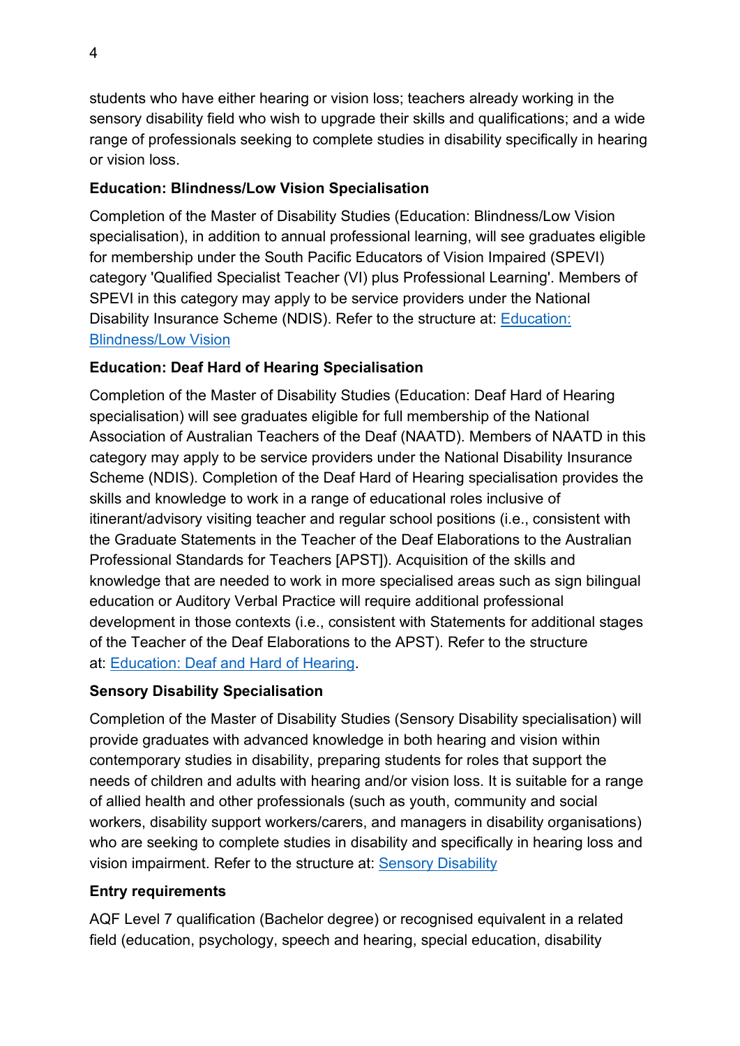students who have either hearing or vision loss; teachers already working in the sensory disability field who wish to upgrade their skills and qualifications; and a wide range of professionals seeking to complete studies in disability specifically in hearing or vision loss.

### Education: Blindness/Low Vision Specialisation

Completion of the Master of Disability Studies (Education: Blindness/Low Vision specialisation), in addition to annual professional learning, will see graduates eligible for membership under the South Pacific Educators of Vision Impaired (SPEVI) category 'Qualified Specialist Teacher (VI) plus Professional Learning'. Members of SPEVI in this category may apply to be service providers under the National Disability Insurance Scheme (NDIS). Refer to the structure at: Education: Blindness/Low Vision

### Education: Deaf Hard of Hearing Specialisation

Completion of the Master of Disability Studies (Education: Deaf Hard of Hearing specialisation) will see graduates eligible for full membership of the National Association of Australian Teachers of the Deaf (NAATD). Members of NAATD in this category may apply to be service providers under the National Disability Insurance Scheme (NDIS). Completion of the Deaf Hard of Hearing specialisation provides the skills and knowledge to work in a range of educational roles inclusive of itinerant/advisory visiting teacher and regular school positions (i.e., consistent with the Graduate Statements in the Teacher of the Deaf Elaborations to the Australian Professional Standards for Teachers [APST]). Acquisition of the skills and knowledge that are needed to work in more specialised areas such as sign bilingual education or Auditory Verbal Practice will require additional professional development in those contexts (i.e., consistent with Statements for additional stages of the Teacher of the Deaf Elaborations to the APST). Refer to the structure at: Education: Deaf and Hard of Hearing.

### Sensory Disability Specialisation

Completion of the Master of Disability Studies (Sensory Disability specialisation) will provide graduates with advanced knowledge in both hearing and vision within contemporary studies in disability, preparing students for roles that support the needs of children and adults with hearing and/or vision loss. It is suitable for a range of allied health and other professionals (such as youth, community and social workers, disability support workers/carers, and managers in disability organisations) who are seeking to complete studies in disability and specifically in hearing loss and vision impairment. Refer to the structure at: Sensory Disability

### Entry requirements

AQF Level 7 qualification (Bachelor degree) or recognised equivalent in a related field (education, psychology, speech and hearing, special education, disability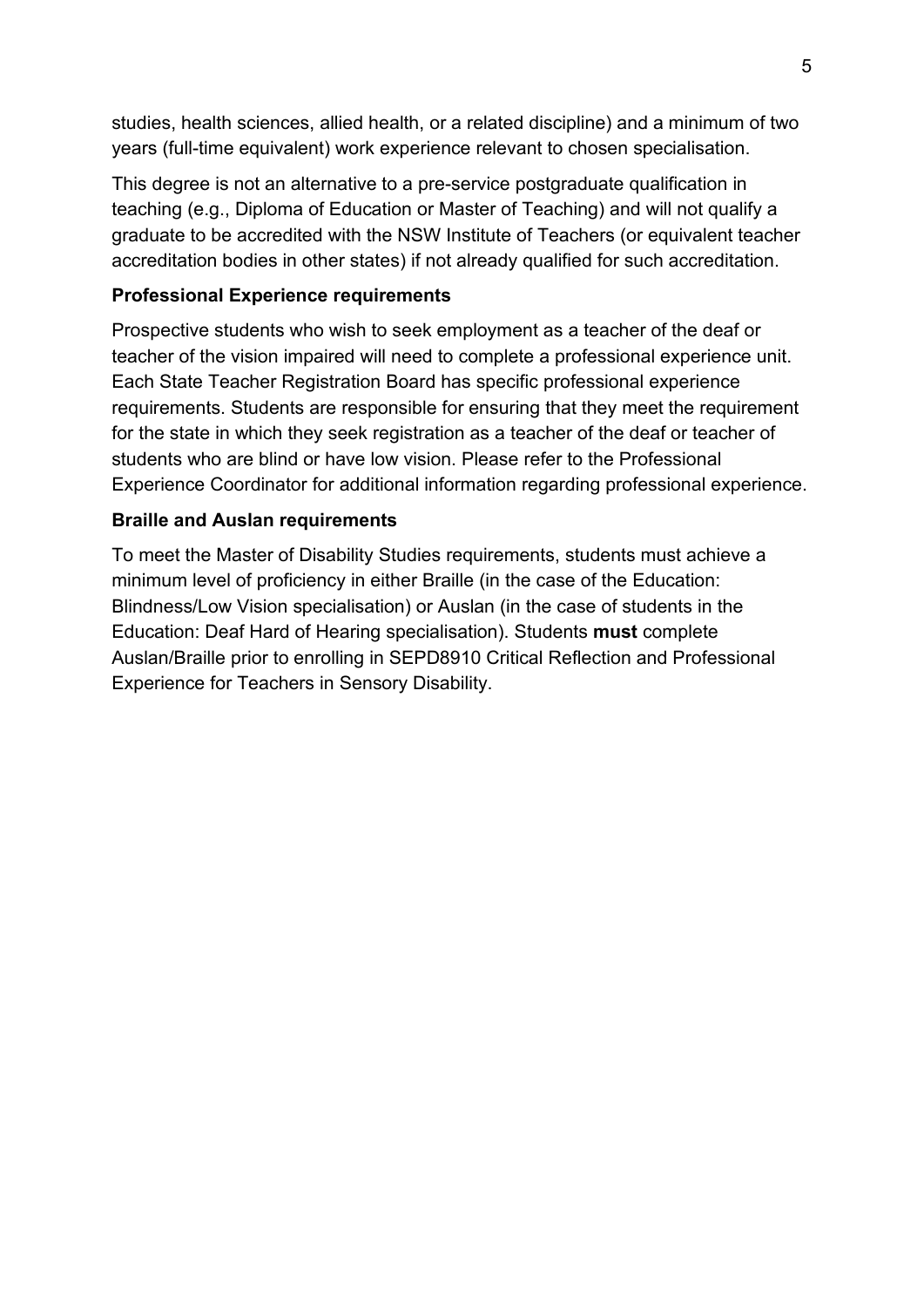studies, health sciences, allied health, or a related discipline) and a minimum of two years (full-time equivalent) work experience relevant to chosen specialisation.

This degree is not an alternative to a pre-service postgraduate qualification in teaching (e.g., Diploma of Education or Master of Teaching) and will not qualify a graduate to be accredited with the NSW Institute of Teachers (or equivalent teacher accreditation bodies in other states) if not already qualified for such accreditation.

### Professional Experience requirements

Prospective students who wish to seek employment as a teacher of the deaf or teacher of the vision impaired will need to complete a professional experience unit. Each State Teacher Registration Board has specific professional experience requirements. Students are responsible for ensuring that they meet the requirement for the state in which they seek registration as a teacher of the deaf or teacher of students who are blind or have low vision. Please refer to the Professional Experience Coordinator for additional information regarding professional experience.

### Braille and Auslan requirements

To meet the Master of Disability Studies requirements, students must achieve a minimum level of proficiency in either Braille (in the case of the Education: Blindness/Low Vision specialisation) or Auslan (in the case of students in the Education: Deaf Hard of Hearing specialisation). Students **must** complete Auslan/Braille prior to enrolling in SEPD8910 Critical Reflection and Professional Experience for Teachers in Sensory Disability.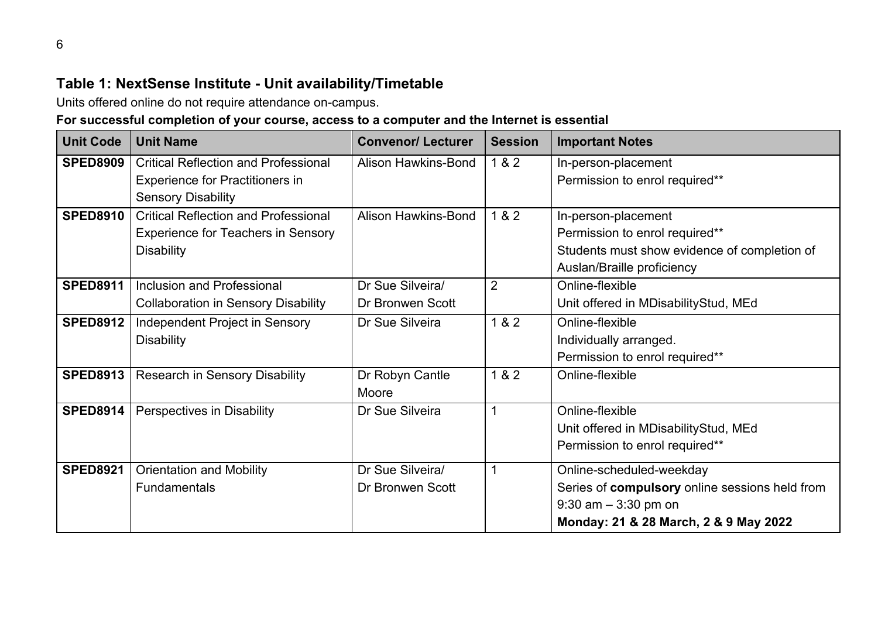## Table 1: NextSense Institute - Unit availability/Timetable

Units offered online do not require attendance on-campus.

**For successful completion of your course, access to a computer and the Internet is essential**

| Unit Code | Unit Name | Convenor/ Lecturer | Session | Important Notes |
|---|---|---|---|---|
| **SPED8909** | Critical Reflection and Professional Experience for Practitioners in Sensory Disability | Alison Hawkins-Bond | 1 & 2 | In-person-placement<br>Permission to enrol required** |
| **SPED8910** | Critical Reflection and Professional Experience for Teachers in Sensory Disability | Alison Hawkins-Bond | 1 & 2 | In-person-placement<br>Permission to enrol required**<br>Students must show evidence of completion of Auslan/Braille proficiency |
| **SPED8911** | Inclusion and Professional Collaboration in Sensory Disability | Dr Sue Silveira/ Dr Bronwen Scott | 2 | Online-flexible<br>Unit offered in MDisabilityStud, MEd |
| **SPED8912** | Independent Project in Sensory Disability | Dr Sue Silveira | 1 & 2 | Online-flexible<br>Individually arranged.<br>Permission to enrol required** |
| **SPED8913** | Research in Sensory Disability | Dr Robyn Cantle Moore | 1 & 2 | Online-flexible |
| **SPED8914** | Perspectives in Disability | Dr Sue Silveira | 1 | Online-flexible<br>Unit offered in MDisabilityStud, MEd<br>Permission to enrol required** |
| **SPED8921** | Orientation and Mobility Fundamentals | Dr Sue Silveira/ Dr Bronwen Scott | 1 | Online-scheduled-weekday<br>Series of **compulsory** online sessions held from 9:30 am – 3:30 pm on<br>**Monday: 21 & 28 March, 2 & 9 May 2022** |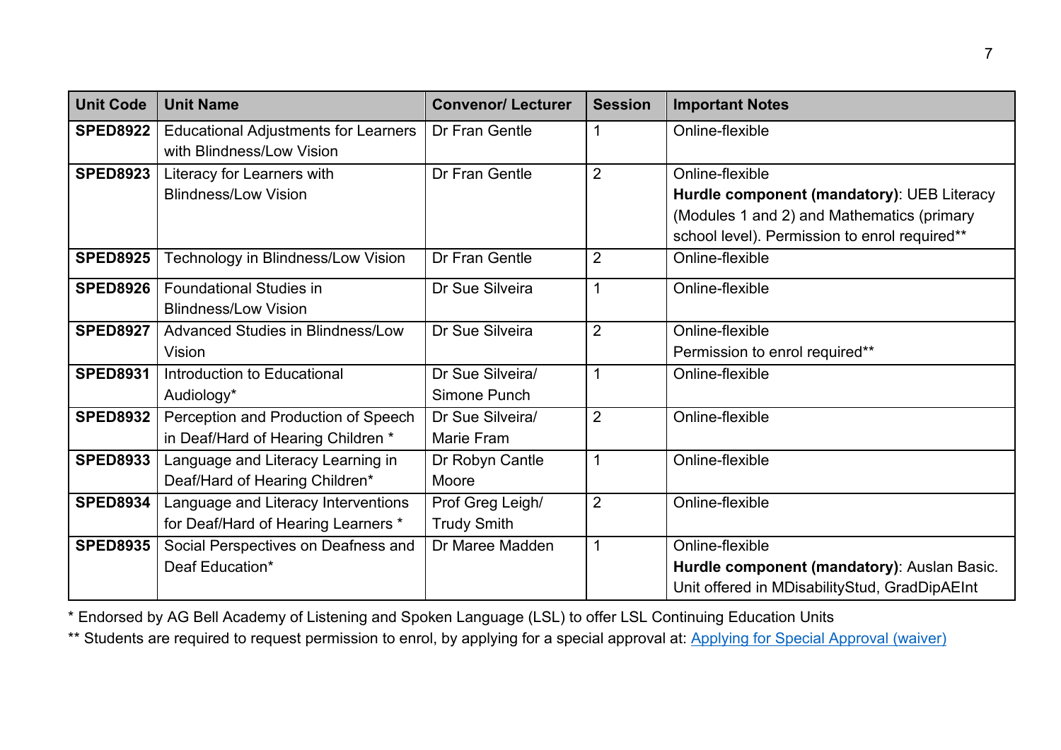| Unit Code | Unit Name | Convenor/ Lecturer | Session | Important Notes |
|---|---|---|---|---|
| **SPED8922** | Educational Adjustments for Learners with Blindness/Low Vision | Dr Fran Gentle | 1 | Online-flexible |
| **SPED8923** | Literacy for Learners with Blindness/Low Vision | Dr Fran Gentle | 2 | Online-flexible<br>**Hurdle component (mandatory)**: UEB Literacy (Modules 1 and 2) and Mathematics (primary school level). Permission to enrol required** |
| **SPED8925** | Technology in Blindness/Low Vision | Dr Fran Gentle | 2 | Online-flexible |
| **SPED8926** | Foundational Studies in Blindness/Low Vision | Dr Sue Silveira | 1 | Online-flexible |
| **SPED8927** | Advanced Studies in Blindness/Low Vision | Dr Sue Silveira | 2 | Online-flexible<br>Permission to enrol required** |
| **SPED8931** | Introduction to Educational Audiology* | Dr Sue Silveira/ Simone Punch | 1 | Online-flexible |
| **SPED8932** | Perception and Production of Speech in Deaf/Hard of Hearing Children * | Dr Sue Silveira/ Marie Fram | 2 | Online-flexible |
| **SPED8933** | Language and Literacy Learning in Deaf/Hard of Hearing Children* | Dr Robyn Cantle Moore | 1 | Online-flexible |
| **SPED8934** | Language and Literacy Interventions for Deaf/Hard of Hearing Learners * | Prof Greg Leigh/ Trudy Smith | 2 | Online-flexible |
| **SPED8935** | Social Perspectives on Deafness and Deaf Education* | Dr Maree Madden | 1 | Online-flexible<br>**Hurdle component (mandatory)**: Auslan Basic. Unit offered in MDisabilityStud, GradDipAEInt |

* Endorsed by AG Bell Academy of Listening and Spoken Language (LSL) to offer LSL Continuing Education Units

** Students are required to request permission to enrol, by applying for a special approval at: Applying for Special Approval (waiver)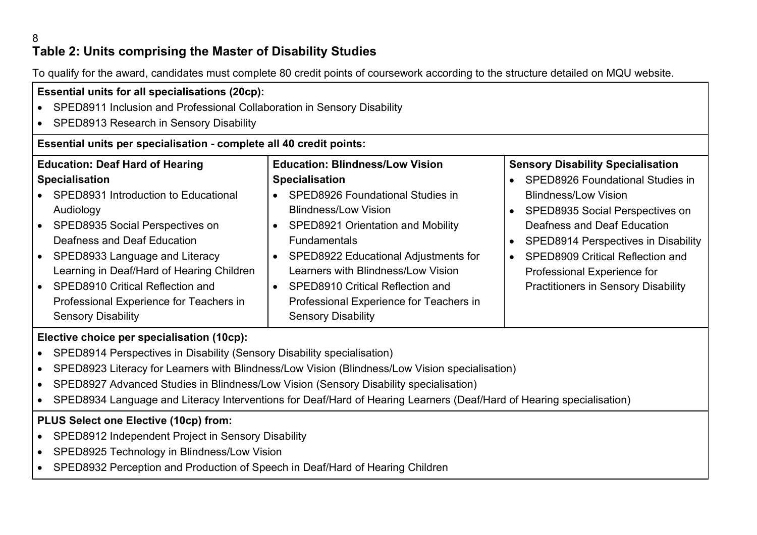## Table 2: Units comprising the Master of Disability Studies

To qualify for the award, candidates must complete 80 credit points of coursework according to the structure detailed on MQU website.

**Essential units for all specialisations (20cp):**

- SPED8911 Inclusion and Professional Collaboration in Sensory Disability
- SPED8913 Research in Sensory Disability

**Essential units per specialisation - complete all 40 credit points:**

| Education: Deaf Hard of Hearing Specialisation | Education: Blindness/Low Vision Specialisation | Sensory Disability Specialisation |
|---|---|---|
| • SPED8931 Introduction to Educational Audiology<br>• SPED8935 Social Perspectives on Deafness and Deaf Education<br>• SPED8933 Language and Literacy Learning in Deaf/Hard of Hearing Children<br>• SPED8910 Critical Reflection and Professional Experience for Teachers in Sensory Disability | • SPED8926 Foundational Studies in Blindness/Low Vision<br>• SPED8921 Orientation and Mobility Fundamentals<br>• SPED8922 Educational Adjustments for Learners with Blindness/Low Vision<br>• SPED8910 Critical Reflection and Professional Experience for Teachers in Sensory Disability | • SPED8926 Foundational Studies in Blindness/Low Vision<br>• SPED8935 Social Perspectives on Deafness and Deaf Education<br>• SPED8914 Perspectives in Disability<br>• SPED8909 Critical Reflection and Professional Experience for Practitioners in Sensory Disability |

**Elective choice per specialisation (10cp):**

- SPED8914 Perspectives in Disability (Sensory Disability specialisation)
- SPED8923 Literacy for Learners with Blindness/Low Vision (Blindness/Low Vision specialisation)
- SPED8927 Advanced Studies in Blindness/Low Vision (Sensory Disability specialisation)
- SPED8934 Language and Literacy Interventions for Deaf/Hard of Hearing Learners (Deaf/Hard of Hearing specialisation)

**PLUS Select one Elective (10cp) from:**

- SPED8912 Independent Project in Sensory Disability
- SPED8925 Technology in Blindness/Low Vision
- SPED8932 Perception and Production of Speech in Deaf/Hard of Hearing Children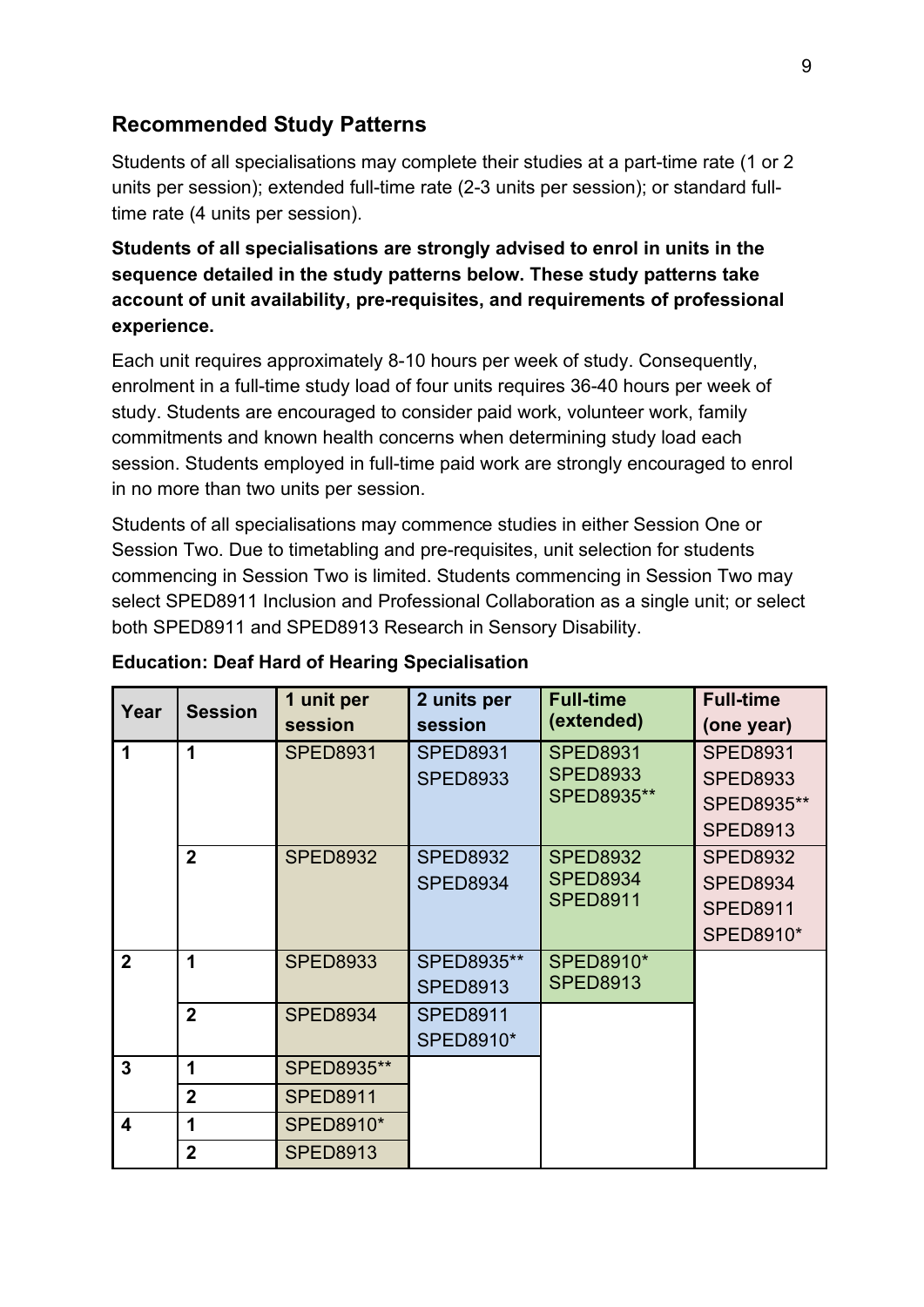## Recommended Study Patterns

Students of all specialisations may complete their studies at a part-time rate (1 or 2 units per session); extended full-time rate (2-3 units per session); or standard full-time rate (4 units per session).

**Students of all specialisations are strongly advised to enrol in units in the sequence detailed in the study patterns below. These study patterns take account of unit availability, pre-requisites, and requirements of professional experience.**

Each unit requires approximately 8-10 hours per week of study. Consequently, enrolment in a full-time study load of four units requires 36-40 hours per week of study. Students are encouraged to consider paid work, volunteer work, family commitments and known health concerns when determining study load each session. Students employed in full-time paid work are strongly encouraged to enrol in no more than two units per session.

Students of all specialisations may commence studies in either Session One or Session Two. Due to timetabling and pre-requisites, unit selection for students commencing in Session Two is limited. Students commencing in Session Two may select SPED8911 Inclusion and Professional Collaboration as a single unit; or select both SPED8911 and SPED8913 Research in Sensory Disability.

**Education: Deaf Hard of Hearing Specialisation**

| Year | Session | 1 unit per session | 2 units per session | Full-time (extended) | Full-time (one year) |
|---|---|---|---|---|---|
| 1 | 1 | SPED8931 | SPED8931<br>SPED8933 | SPED8931<br>SPED8933<br>SPED8935** | SPED8931<br>SPED8933<br>SPED8935**<br>SPED8913 |
| | 2 | SPED8932 | SPED8932<br>SPED8934 | SPED8932<br>SPED8934<br>SPED8911 | SPED8932<br>SPED8934<br>SPED8911<br>SPED8910* |
| 2 | 1 | SPED8933 | SPED8935**<br>SPED8913 | SPED8910*<br>SPED8913 | |
| | 2 | SPED8934 | SPED8911<br>SPED8910* | | |
| 3 | 1 | SPED8935** | | | |
| | 2 | SPED8911 | | | |
| 4 | 1 | SPED8910* | | | |
| | 2 | SPED8913 | | | |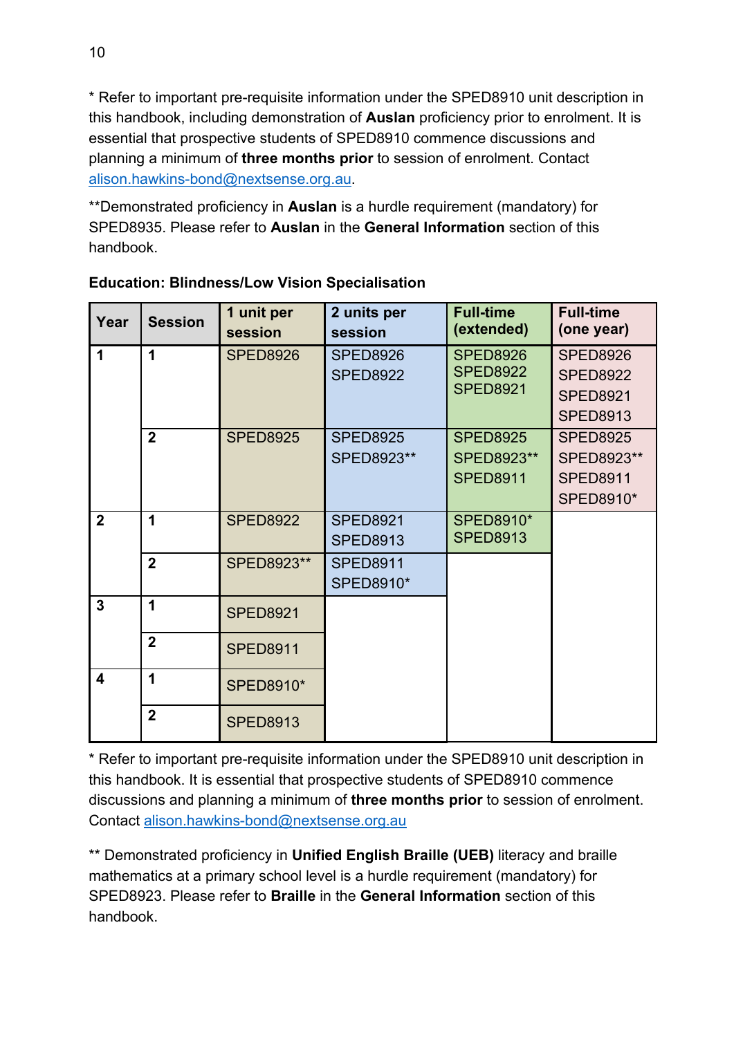* Refer to important pre-requisite information under the SPED8910 unit description in this handbook, including demonstration of **Auslan** proficiency prior to enrolment. It is essential that prospective students of SPED8910 commence discussions and planning a minimum of **three months prior** to session of enrolment. Contact alison.hawkins-bond@nextsense.org.au.

**Demonstrated proficiency in **Auslan** is a hurdle requirement (mandatory) for SPED8935. Please refer to **Auslan** in the **General Information** section of this handbook.

**Education: Blindness/Low Vision Specialisation**

| Year | Session | 1 unit per session | 2 units per session | Full-time (extended) | Full-time (one year) |
|---|---|---|---|---|---|
| 1 | 1 | SPED8926 | SPED8926<br>SPED8922 | SPED8926<br>SPED8922<br>SPED8921 | SPED8926<br>SPED8922<br>SPED8921<br>SPED8913 |
| | 2 | SPED8925 | SPED8925<br>SPED8923** | SPED8925<br>SPED8923**<br>SPED8911 | SPED8925<br>SPED8923**<br>SPED8911<br>SPED8910* |
| 2 | 1 | SPED8922 | SPED8921<br>SPED8913 | SPED8910*<br>SPED8913 | |
| | 2 | SPED8923** | SPED8911<br>SPED8910* | | |
| 3 | 1 | SPED8921 | | | |
| | 2 | SPED8911 | | | |
| 4 | 1 | SPED8910* | | | |
| | 2 | SPED8913 | | | |

* Refer to important pre-requisite information under the SPED8910 unit description in this handbook. It is essential that prospective students of SPED8910 commence discussions and planning a minimum of **three months prior** to session of enrolment. Contact alison.hawkins-bond@nextsense.org.au

** Demonstrated proficiency in **Unified English Braille (UEB)** literacy and braille mathematics at a primary school level is a hurdle requirement (mandatory) for SPED8923. Please refer to **Braille** in the **General Information** section of this handbook.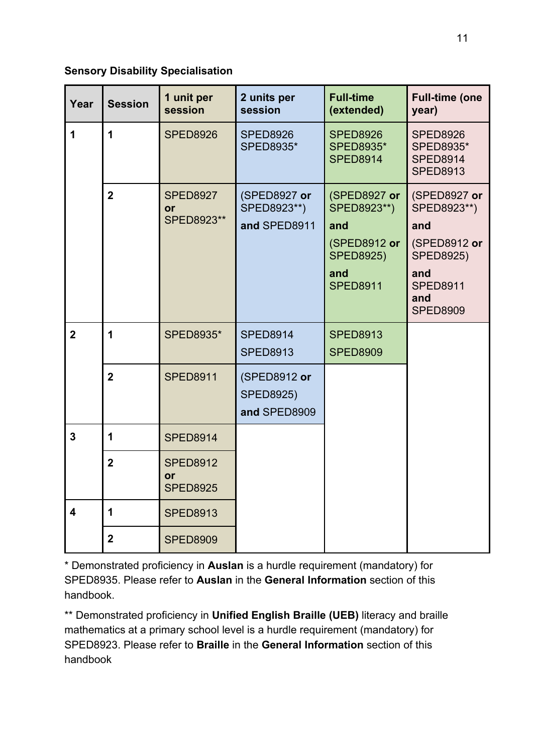**Sensory Disability Specialisation**

| Year | Session | 1 unit per session | 2 units per session | Full-time (extended) | Full-time (one year) |
|---|---|---|---|---|---|
| 1 | 1 | SPED8926 | SPED8926<br>SPED8935* | SPED8926<br>SPED8935*<br>SPED8914 | SPED8926<br>SPED8935*<br>SPED8914<br>SPED8913 |
| | 2 | SPED8927 **or** SPED8923** | (SPED8927 **or** SPED8923**)<br>**and** SPED8911 | (SPED8927 **or** SPED8923**)<br>**and**<br>(SPED8912 **or** SPED8925)<br>**and**<br>SPED8911 | (SPED8927 **or** SPED8923**)<br>**and**<br>(SPED8912 **or** SPED8925)<br>**and**<br>SPED8911<br>**and**<br>SPED8909 |
| 2 | 1 | SPED8935* | SPED8914<br>SPED8913 | SPED8913<br>SPED8909 | |
| | 2 | SPED8911 | (SPED8912 **or** SPED8925)<br>**and** SPED8909 | | |
| 3 | 1 | SPED8914 | | | |
| | 2 | SPED8912 **or** SPED8925 | | | |
| 4 | 1 | SPED8913 | | | |
| | 2 | SPED8909 | | | |

* Demonstrated proficiency in **Auslan** is a hurdle requirement (mandatory) for SPED8935. Please refer to **Auslan** in the **General Information** section of this handbook.

** Demonstrated proficiency in **Unified English Braille (UEB)** literacy and braille mathematics at a primary school level is a hurdle requirement (mandatory) for SPED8923. Please refer to **Braille** in the **General Information** section of this handbook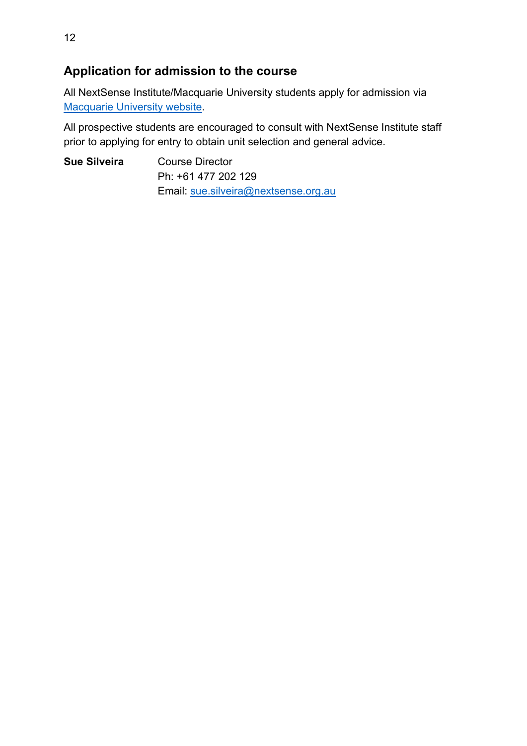## Application for admission to the course

All NextSense Institute/Macquarie University students apply for admission via Macquarie University website.

All prospective students are encouraged to consult with NextSense Institute staff prior to applying for entry to obtain unit selection and general advice.

**Sue Silveira** Course Director
Ph: +61 477 202 129
Email: sue.silveira@nextsense.org.au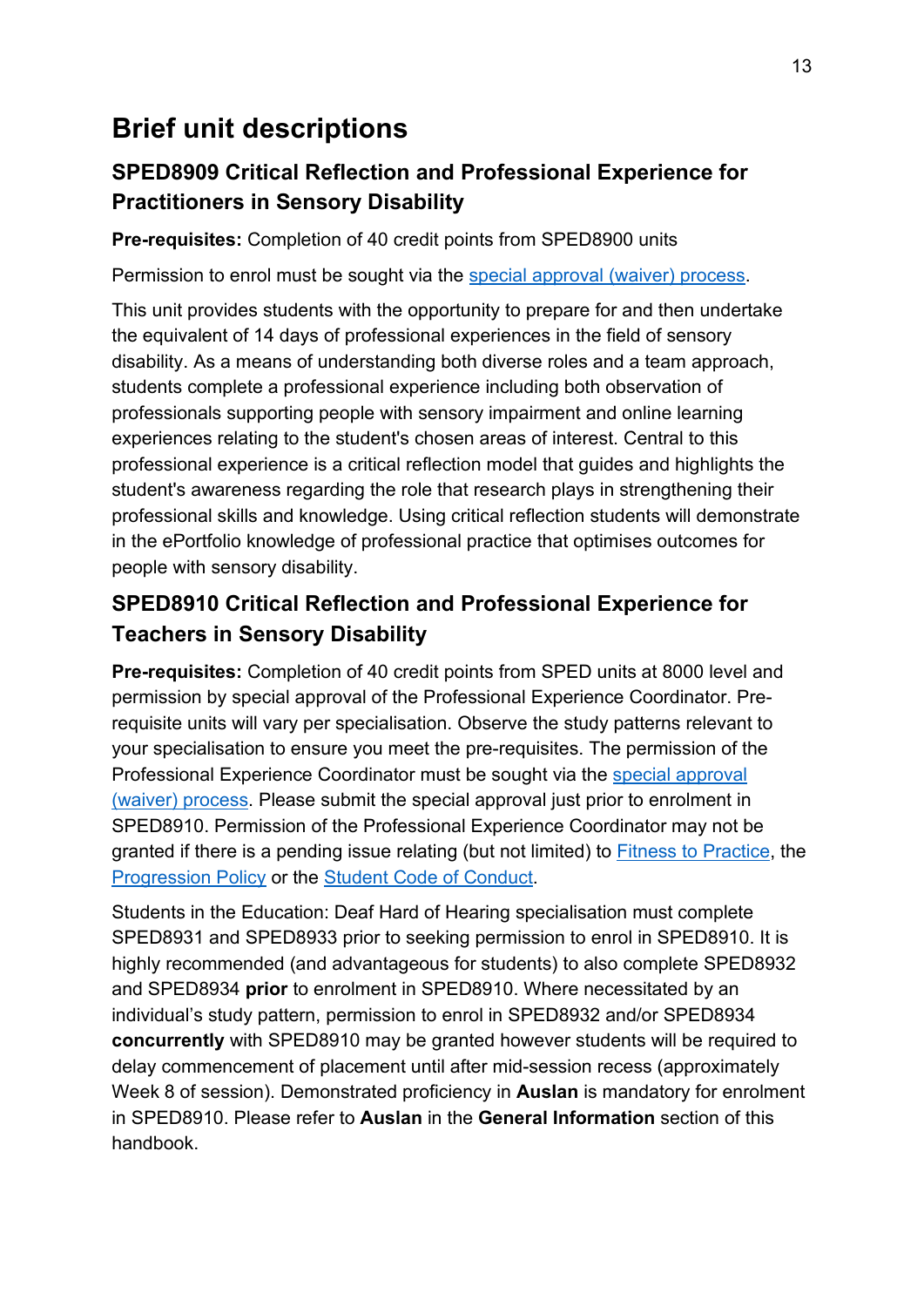# Brief unit descriptions

## SPED8909 Critical Reflection and Professional Experience for Practitioners in Sensory Disability

**Pre-requisites:** Completion of 40 credit points from SPED8900 units

Permission to enrol must be sought via the special approval (waiver) process.

This unit provides students with the opportunity to prepare for and then undertake the equivalent of 14 days of professional experiences in the field of sensory disability. As a means of understanding both diverse roles and a team approach, students complete a professional experience including both observation of professionals supporting people with sensory impairment and online learning experiences relating to the student's chosen areas of interest. Central to this professional experience is a critical reflection model that guides and highlights the student's awareness regarding the role that research plays in strengthening their professional skills and knowledge. Using critical reflection students will demonstrate in the ePortfolio knowledge of professional practice that optimises outcomes for people with sensory disability.

## SPED8910 Critical Reflection and Professional Experience for Teachers in Sensory Disability

**Pre-requisites:** Completion of 40 credit points from SPED units at 8000 level and permission by special approval of the Professional Experience Coordinator. Pre-requisite units will vary per specialisation. Observe the study patterns relevant to your specialisation to ensure you meet the pre-requisites. The permission of the Professional Experience Coordinator must be sought via the special approval (waiver) process. Please submit the special approval just prior to enrolment in SPED8910. Permission of the Professional Experience Coordinator may not be granted if there is a pending issue relating (but not limited) to Fitness to Practice, the Progression Policy or the Student Code of Conduct.

Students in the Education: Deaf Hard of Hearing specialisation must complete SPED8931 and SPED8933 prior to seeking permission to enrol in SPED8910. It is highly recommended (and advantageous for students) to also complete SPED8932 and SPED8934 **prior** to enrolment in SPED8910. Where necessitated by an individual's study pattern, permission to enrol in SPED8932 and/or SPED8934 **concurrently** with SPED8910 may be granted however students will be required to delay commencement of placement until after mid-session recess (approximately Week 8 of session). Demonstrated proficiency in **Auslan** is mandatory for enrolment in SPED8910. Please refer to **Auslan** in the **General Information** section of this handbook.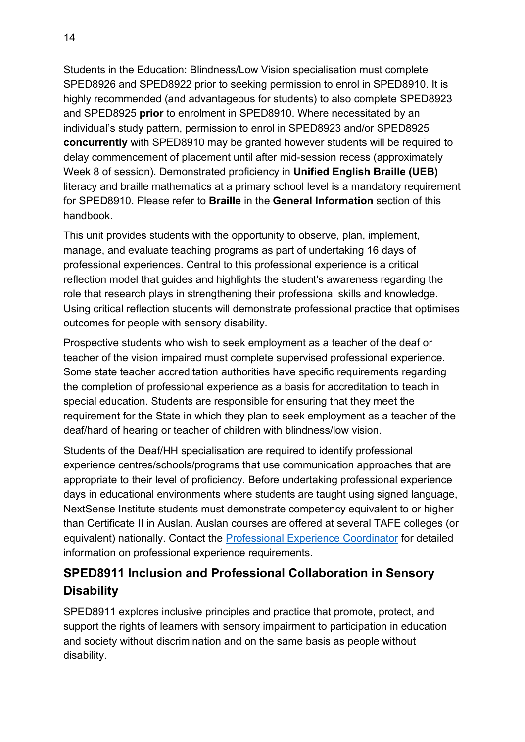Students in the Education: Blindness/Low Vision specialisation must complete SPED8926 and SPED8922 prior to seeking permission to enrol in SPED8910. It is highly recommended (and advantageous for students) to also complete SPED8923 and SPED8925 **prior** to enrolment in SPED8910. Where necessitated by an individual's study pattern, permission to enrol in SPED8923 and/or SPED8925 **concurrently** with SPED8910 may be granted however students will be required to delay commencement of placement until after mid-session recess (approximately Week 8 of session). Demonstrated proficiency in **Unified English Braille (UEB)** literacy and braille mathematics at a primary school level is a mandatory requirement for SPED8910. Please refer to **Braille** in the **General Information** section of this handbook.

This unit provides students with the opportunity to observe, plan, implement, manage, and evaluate teaching programs as part of undertaking 16 days of professional experiences. Central to this professional experience is a critical reflection model that guides and highlights the student's awareness regarding the role that research plays in strengthening their professional skills and knowledge. Using critical reflection students will demonstrate professional practice that optimises outcomes for people with sensory disability.

Prospective students who wish to seek employment as a teacher of the deaf or teacher of the vision impaired must complete supervised professional experience. Some state teacher accreditation authorities have specific requirements regarding the completion of professional experience as a basis for accreditation to teach in special education. Students are responsible for ensuring that they meet the requirement for the State in which they plan to seek employment as a teacher of the deaf/hard of hearing or teacher of children with blindness/low vision.

Students of the Deaf/HH specialisation are required to identify professional experience centres/schools/programs that use communication approaches that are appropriate to their level of proficiency. Before undertaking professional experience days in educational environments where students are taught using signed language, NextSense Institute students must demonstrate competency equivalent to or higher than Certificate II in Auslan. Auslan courses are offered at several TAFE colleges (or equivalent) nationally. Contact the Professional Experience Coordinator for detailed information on professional experience requirements.

### SPED8911 Inclusion and Professional Collaboration in Sensory Disability

SPED8911 explores inclusive principles and practice that promote, protect, and support the rights of learners with sensory impairment to participation in education and society without discrimination and on the same basis as people without disability.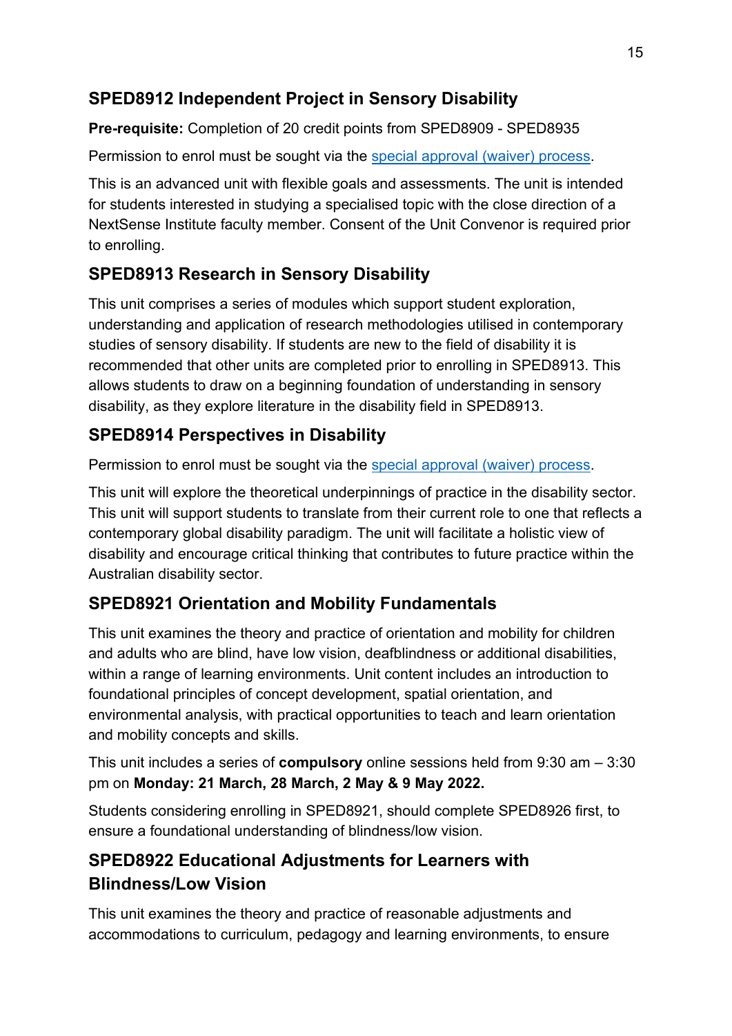## SPED8912 Independent Project in Sensory Disability

**Pre-requisite:** Completion of 20 credit points from SPED8909 - SPED8935

Permission to enrol must be sought via the special approval (waiver) process.

This is an advanced unit with flexible goals and assessments. The unit is intended for students interested in studying a specialised topic with the close direction of a NextSense Institute faculty member. Consent of the Unit Convenor is required prior to enrolling.

## SPED8913 Research in Sensory Disability

This unit comprises a series of modules which support student exploration, understanding and application of research methodologies utilised in contemporary studies of sensory disability. If students are new to the field of disability it is recommended that other units are completed prior to enrolling in SPED8913. This allows students to draw on a beginning foundation of understanding in sensory disability, as they explore literature in the disability field in SPED8913.

## SPED8914 Perspectives in Disability

Permission to enrol must be sought via the special approval (waiver) process.

This unit will explore the theoretical underpinnings of practice in the disability sector. This unit will support students to translate from their current role to one that reflects a contemporary global disability paradigm. The unit will facilitate a holistic view of disability and encourage critical thinking that contributes to future practice within the Australian disability sector.

## SPED8921 Orientation and Mobility Fundamentals

This unit examines the theory and practice of orientation and mobility for children and adults who are blind, have low vision, deafblindness or additional disabilities, within a range of learning environments. Unit content includes an introduction to foundational principles of concept development, spatial orientation, and environmental analysis, with practical opportunities to teach and learn orientation and mobility concepts and skills.

This unit includes a series of **compulsory** online sessions held from 9:30 am – 3:30 pm on **Monday: 21 March, 28 March, 2 May & 9 May 2022.**

Students considering enrolling in SPED8921, should complete SPED8926 first, to ensure a foundational understanding of blindness/low vision.

## SPED8922 Educational Adjustments for Learners with Blindness/Low Vision

This unit examines the theory and practice of reasonable adjustments and accommodations to curriculum, pedagogy and learning environments, to ensure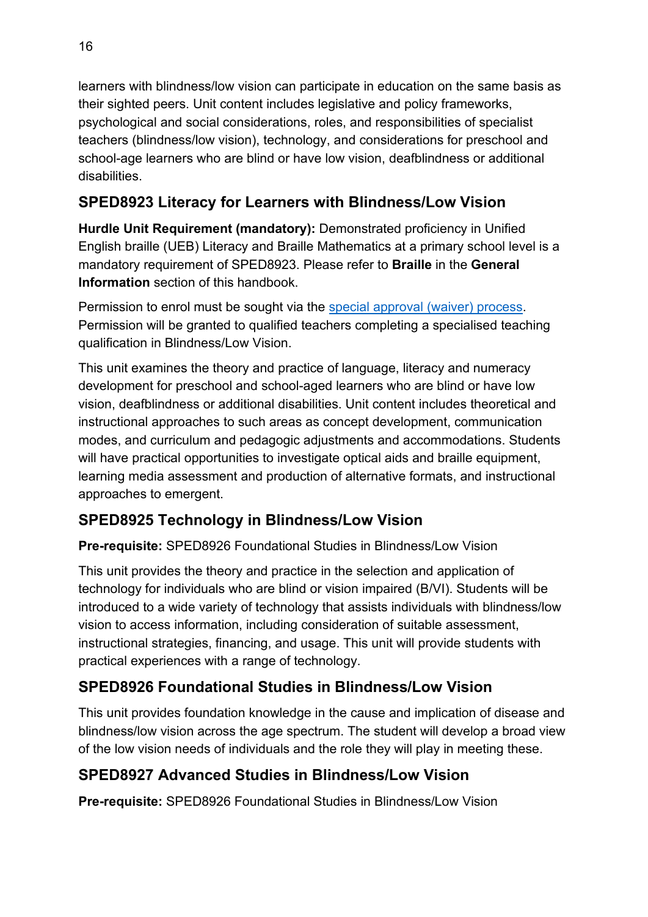learners with blindness/low vision can participate in education on the same basis as their sighted peers. Unit content includes legislative and policy frameworks, psychological and social considerations, roles, and responsibilities of specialist teachers (blindness/low vision), technology, and considerations for preschool and school-age learners who are blind or have low vision, deafblindness or additional disabilities.

## SPED8923 Literacy for Learners with Blindness/Low Vision

**Hurdle Unit Requirement (mandatory):** Demonstrated proficiency in Unified English braille (UEB) Literacy and Braille Mathematics at a primary school level is a mandatory requirement of SPED8923. Please refer to **Braille** in the **General Information** section of this handbook.

Permission to enrol must be sought via the special approval (waiver) process. Permission will be granted to qualified teachers completing a specialised teaching qualification in Blindness/Low Vision.

This unit examines the theory and practice of language, literacy and numeracy development for preschool and school-aged learners who are blind or have low vision, deafblindness or additional disabilities. Unit content includes theoretical and instructional approaches to such areas as concept development, communication modes, and curriculum and pedagogic adjustments and accommodations. Students will have practical opportunities to investigate optical aids and braille equipment, learning media assessment and production of alternative formats, and instructional approaches to emergent.

## SPED8925 Technology in Blindness/Low Vision

**Pre-requisite:** SPED8926 Foundational Studies in Blindness/Low Vision

This unit provides the theory and practice in the selection and application of technology for individuals who are blind or vision impaired (B/VI). Students will be introduced to a wide variety of technology that assists individuals with blindness/low vision to access information, including consideration of suitable assessment, instructional strategies, financing, and usage. This unit will provide students with practical experiences with a range of technology.

## SPED8926 Foundational Studies in Blindness/Low Vision

This unit provides foundation knowledge in the cause and implication of disease and blindness/low vision across the age spectrum. The student will develop a broad view of the low vision needs of individuals and the role they will play in meeting these.

## SPED8927 Advanced Studies in Blindness/Low Vision

**Pre-requisite:** SPED8926 Foundational Studies in Blindness/Low Vision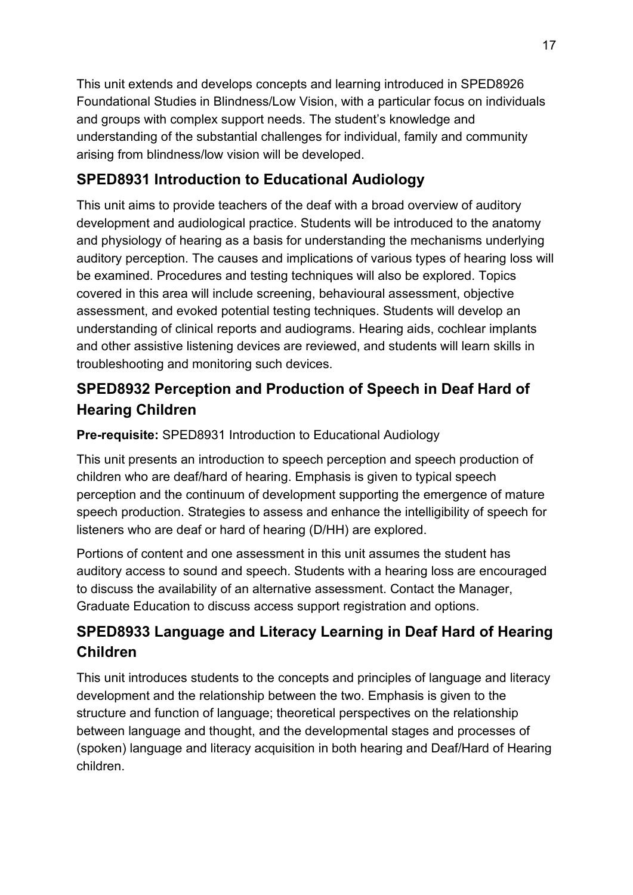This unit extends and develops concepts and learning introduced in SPED8926 Foundational Studies in Blindness/Low Vision, with a particular focus on individuals and groups with complex support needs. The student's knowledge and understanding of the substantial challenges for individual, family and community arising from blindness/low vision will be developed.

## SPED8931 Introduction to Educational Audiology

This unit aims to provide teachers of the deaf with a broad overview of auditory development and audiological practice. Students will be introduced to the anatomy and physiology of hearing as a basis for understanding the mechanisms underlying auditory perception. The causes and implications of various types of hearing loss will be examined. Procedures and testing techniques will also be explored. Topics covered in this area will include screening, behavioural assessment, objective assessment, and evoked potential testing techniques. Students will develop an understanding of clinical reports and audiograms. Hearing aids, cochlear implants and other assistive listening devices are reviewed, and students will learn skills in troubleshooting and monitoring such devices.

## SPED8932 Perception and Production of Speech in Deaf Hard of Hearing Children

**Pre-requisite:** SPED8931 Introduction to Educational Audiology

This unit presents an introduction to speech perception and speech production of children who are deaf/hard of hearing. Emphasis is given to typical speech perception and the continuum of development supporting the emergence of mature speech production. Strategies to assess and enhance the intelligibility of speech for listeners who are deaf or hard of hearing (D/HH) are explored.

Portions of content and one assessment in this unit assumes the student has auditory access to sound and speech. Students with a hearing loss are encouraged to discuss the availability of an alternative assessment. Contact the Manager, Graduate Education to discuss access support registration and options.

## SPED8933 Language and Literacy Learning in Deaf Hard of Hearing Children

This unit introduces students to the concepts and principles of language and literacy development and the relationship between the two. Emphasis is given to the structure and function of language; theoretical perspectives on the relationship between language and thought, and the developmental stages and processes of (spoken) language and literacy acquisition in both hearing and Deaf/Hard of Hearing children.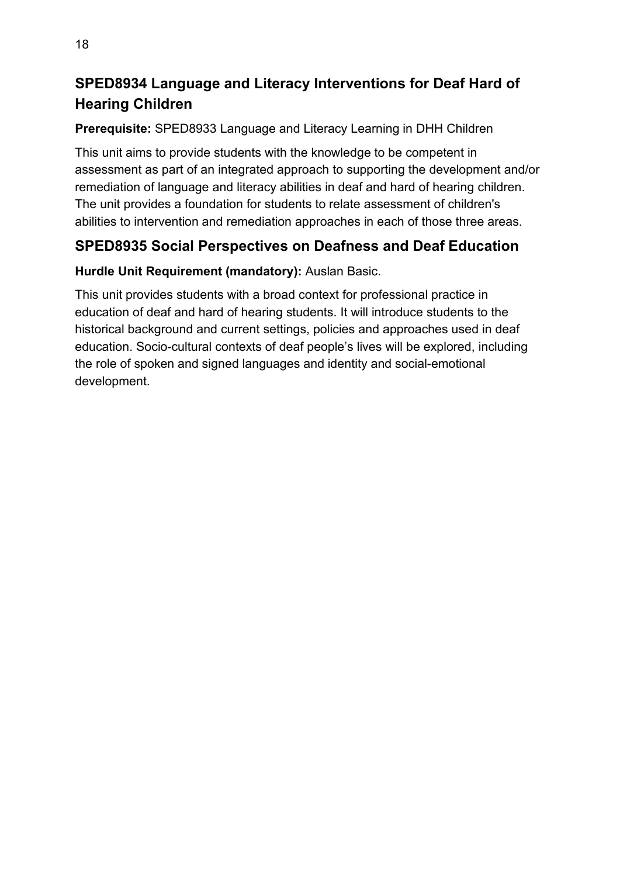## SPED8934 Language and Literacy Interventions for Deaf Hard of Hearing Children

**Prerequisite:** SPED8933 Language and Literacy Learning in DHH Children

This unit aims to provide students with the knowledge to be competent in assessment as part of an integrated approach to supporting the development and/or remediation of language and literacy abilities in deaf and hard of hearing children. The unit provides a foundation for students to relate assessment of children's abilities to intervention and remediation approaches in each of those three areas.

## SPED8935 Social Perspectives on Deafness and Deaf Education

**Hurdle Unit Requirement (mandatory):** Auslan Basic.

This unit provides students with a broad context for professional practice in education of deaf and hard of hearing students. It will introduce students to the historical background and current settings, policies and approaches used in deaf education. Socio-cultural contexts of deaf people's lives will be explored, including the role of spoken and signed languages and identity and social-emotional development.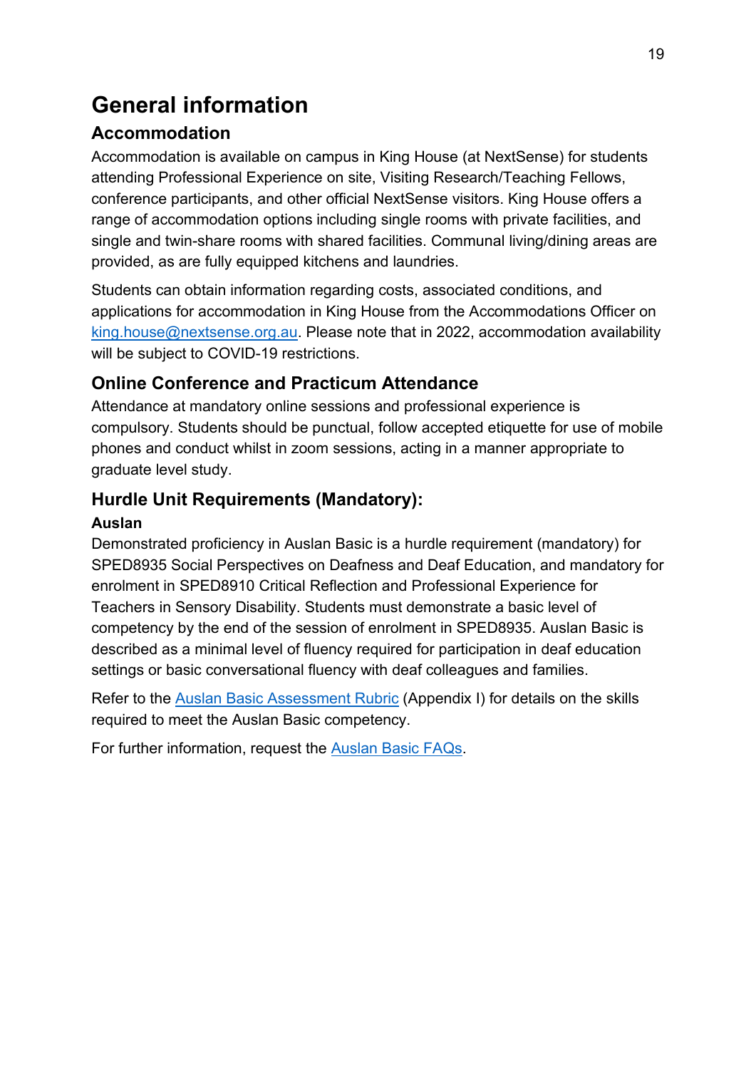# General information

## Accommodation

Accommodation is available on campus in King House (at NextSense) for students attending Professional Experience on site, Visiting Research/Teaching Fellows, conference participants, and other official NextSense visitors. King House offers a range of accommodation options including single rooms with private facilities, and single and twin-share rooms with shared facilities. Communal living/dining areas are provided, as are fully equipped kitchens and laundries.

Students can obtain information regarding costs, associated conditions, and applications for accommodation in King House from the Accommodations Officer on king.house@nextsense.org.au. Please note that in 2022, accommodation availability will be subject to COVID-19 restrictions.

## Online Conference and Practicum Attendance

Attendance at mandatory online sessions and professional experience is compulsory. Students should be punctual, follow accepted etiquette for use of mobile phones and conduct whilst in zoom sessions, acting in a manner appropriate to graduate level study.

## Hurdle Unit Requirements (Mandatory):

### Auslan

Demonstrated proficiency in Auslan Basic is a hurdle requirement (mandatory) for SPED8935 Social Perspectives on Deafness and Deaf Education, and mandatory for enrolment in SPED8910 Critical Reflection and Professional Experience for Teachers in Sensory Disability. Students must demonstrate a basic level of competency by the end of the session of enrolment in SPED8935. Auslan Basic is described as a minimal level of fluency required for participation in deaf education settings or basic conversational fluency with deaf colleagues and families.

Refer to the Auslan Basic Assessment Rubric (Appendix I) for details on the skills required to meet the Auslan Basic competency.

For further information, request the Auslan Basic FAQs.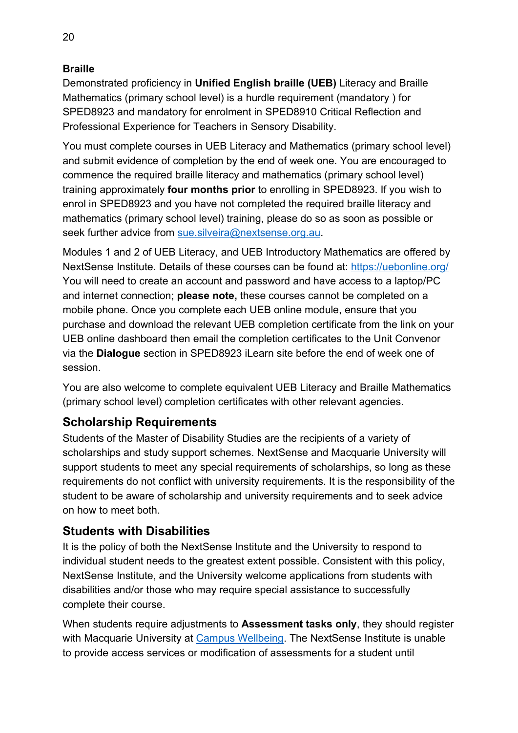**Braille**

Demonstrated proficiency in **Unified English braille (UEB)** Literacy and Braille Mathematics (primary school level) is a hurdle requirement (mandatory ) for SPED8923 and mandatory for enrolment in SPED8910 Critical Reflection and Professional Experience for Teachers in Sensory Disability.

You must complete courses in UEB Literacy and Mathematics (primary school level) and submit evidence of completion by the end of week one. You are encouraged to commence the required braille literacy and mathematics (primary school level) training approximately **four months prior** to enrolling in SPED8923. If you wish to enrol in SPED8923 and you have not completed the required braille literacy and mathematics (primary school level) training, please do so as soon as possible or seek further advice from [sue.silveira@nextsense.org.au](mailto:sue.silveira@nextsense.org.au).

Modules 1 and 2 of UEB Literacy, and UEB Introductory Mathematics are offered by NextSense Institute. Details of these courses can be found at: [https://uebonline.org/](https://uebonline.org/) You will need to create an account and password and have access to a laptop/PC and internet connection; **please note,** these courses cannot be completed on a mobile phone. Once you complete each UEB online module, ensure that you purchase and download the relevant UEB completion certificate from the link on your UEB online dashboard then email the completion certificates to the Unit Convenor via the **Dialogue** section in SPED8923 iLearn site before the end of week one of session.

You are also welcome to complete equivalent UEB Literacy and Braille Mathematics (primary school level) completion certificates with other relevant agencies.

## Scholarship Requirements

Students of the Master of Disability Studies are the recipients of a variety of scholarships and study support schemes. NextSense and Macquarie University will support students to meet any special requirements of scholarships, so long as these requirements do not conflict with university requirements. It is the responsibility of the student to be aware of scholarship and university requirements and to seek advice on how to meet both.

## Students with Disabilities

It is the policy of both the NextSense Institute and the University to respond to individual student needs to the greatest extent possible. Consistent with this policy, NextSense Institute, and the University welcome applications from students with disabilities and/or those who may require special assistance to successfully complete their course.

When students require adjustments to **Assessment tasks only**, they should register with Macquarie University at Campus Wellbeing. The NextSense Institute is unable to provide access services or modification of assessments for a student until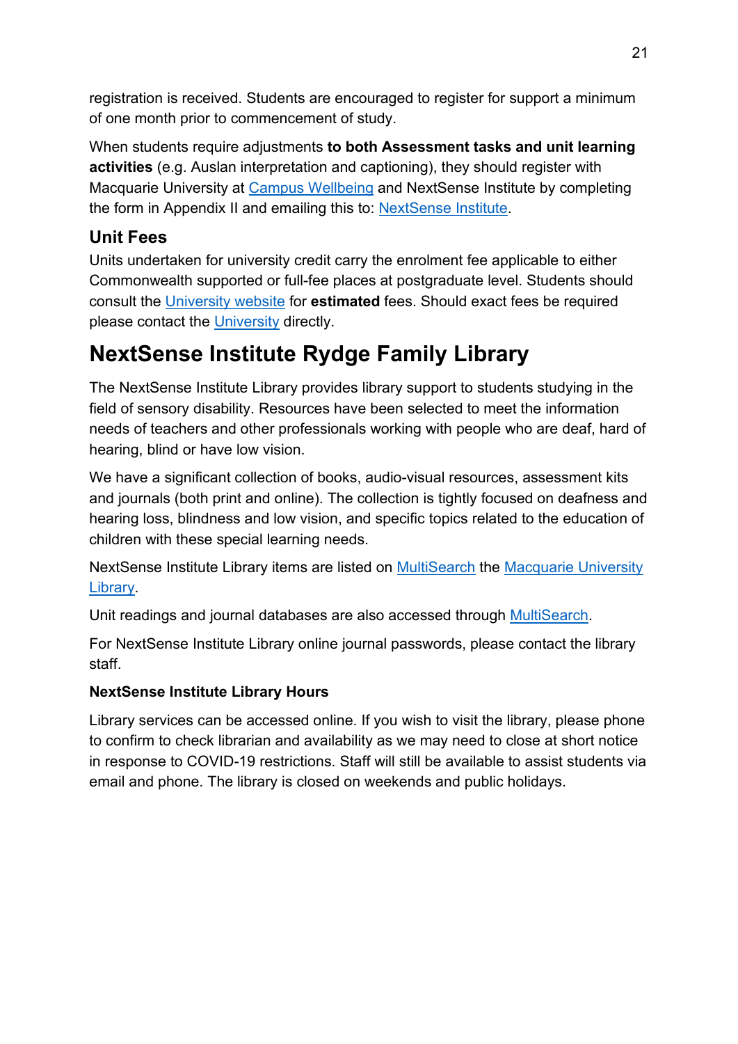registration is received. Students are encouraged to register for support a minimum of one month prior to commencement of study.

When students require adjustments **to both Assessment tasks and unit learning activities** (e.g. Auslan interpretation and captioning), they should register with Macquarie University at Campus Wellbeing and NextSense Institute by completing the form in Appendix II and emailing this to: NextSense Institute.

## Unit Fees

Units undertaken for university credit carry the enrolment fee applicable to either Commonwealth supported or full-fee places at postgraduate level. Students should consult the University website for **estimated** fees. Should exact fees be required please contact the University directly.

# NextSense Institute Rydge Family Library

The NextSense Institute Library provides library support to students studying in the field of sensory disability. Resources have been selected to meet the information needs of teachers and other professionals working with people who are deaf, hard of hearing, blind or have low vision.

We have a significant collection of books, audio-visual resources, assessment kits and journals (both print and online). The collection is tightly focused on deafness and hearing loss, blindness and low vision, and specific topics related to the education of children with these special learning needs.

NextSense Institute Library items are listed on MultiSearch the Macquarie University Library.

Unit readings and journal databases are also accessed through MultiSearch.

For NextSense Institute Library online journal passwords, please contact the library staff.

**NextSense Institute Library Hours**

Library services can be accessed online. If you wish to visit the library, please phone to confirm to check librarian and availability as we may need to close at short notice in response to COVID-19 restrictions. Staff will still be available to assist students via email and phone. The library is closed on weekends and public holidays.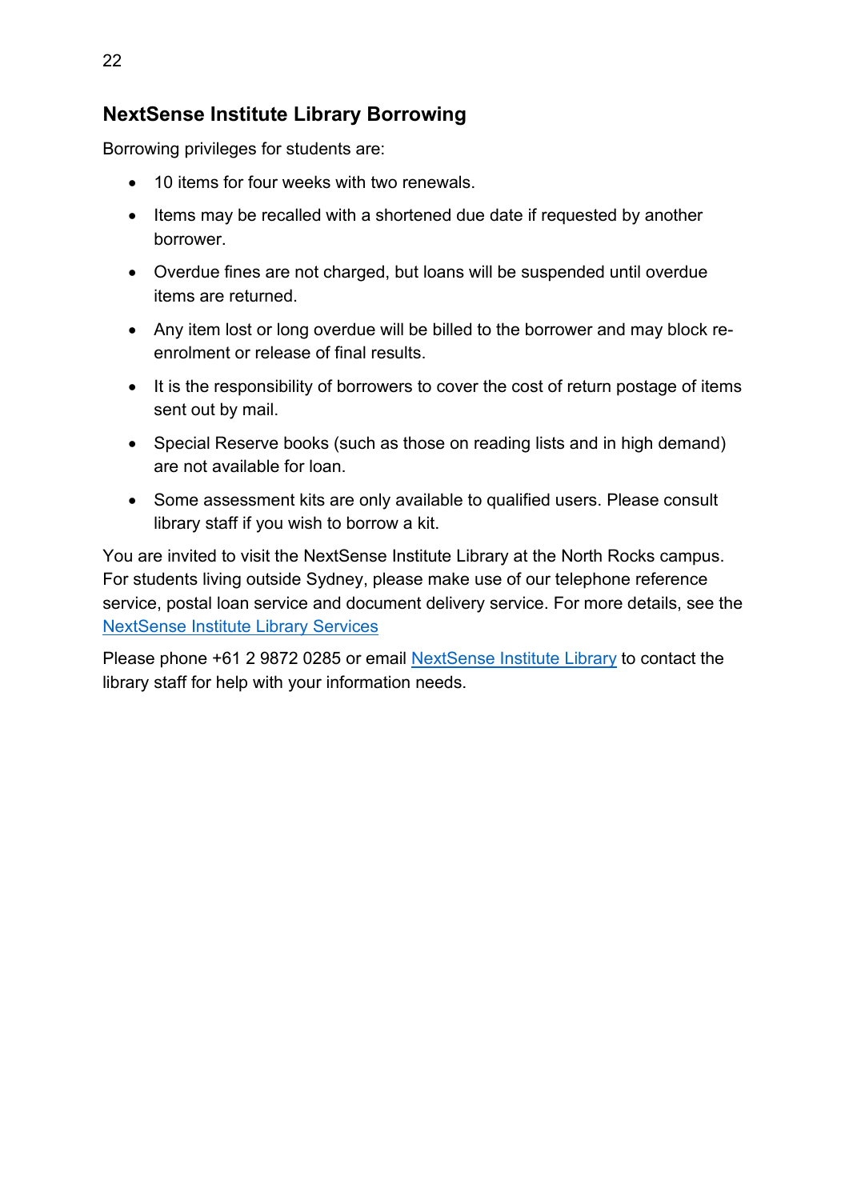## NextSense Institute Library Borrowing

Borrowing privileges for students are:

- 10 items for four weeks with two renewals.
- Items may be recalled with a shortened due date if requested by another borrower.
- Overdue fines are not charged, but loans will be suspended until overdue items are returned.
- Any item lost or long overdue will be billed to the borrower and may block re-enrolment or release of final results.
- It is the responsibility of borrowers to cover the cost of return postage of items sent out by mail.
- Special Reserve books (such as those on reading lists and in high demand) are not available for loan.
- Some assessment kits are only available to qualified users. Please consult library staff if you wish to borrow a kit.

You are invited to visit the NextSense Institute Library at the North Rocks campus. For students living outside Sydney, please make use of our telephone reference service, postal loan service and document delivery service. For more details, see the NextSense Institute Library Services

Please phone +61 2 9872 0285 or email NextSense Institute Library to contact the library staff for help with your information needs.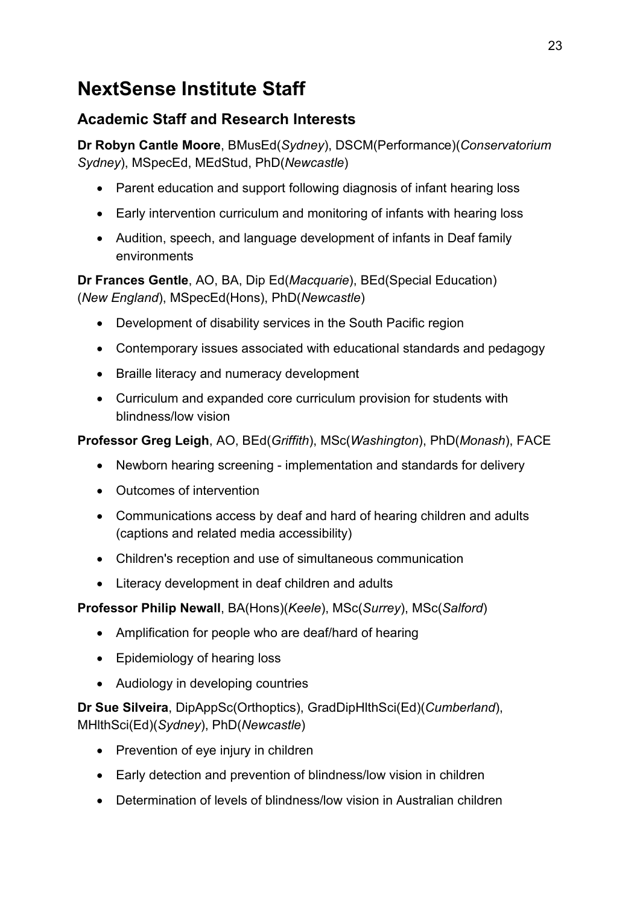# NextSense Institute Staff

## Academic Staff and Research Interests

**Dr Robyn Cantle Moore**, BMusEd(*Sydney*), DSCM(Performance)(*Conservatorium Sydney*), MSpecEd, MEdStud, PhD(*Newcastle*)

- Parent education and support following diagnosis of infant hearing loss
- Early intervention curriculum and monitoring of infants with hearing loss
- Audition, speech, and language development of infants in Deaf family environments

**Dr Frances Gentle**, AO, BA, Dip Ed(*Macquarie*), BEd(Special Education) (*New England*), MSpecEd(Hons), PhD(*Newcastle*)

- Development of disability services in the South Pacific region
- Contemporary issues associated with educational standards and pedagogy
- Braille literacy and numeracy development
- Curriculum and expanded core curriculum provision for students with blindness/low vision

**Professor Greg Leigh**, AO, BEd(*Griffith*), MSc(*Washington*), PhD(*Monash*), FACE

- Newborn hearing screening - implementation and standards for delivery
- Outcomes of intervention
- Communications access by deaf and hard of hearing children and adults (captions and related media accessibility)
- Children's reception and use of simultaneous communication
- Literacy development in deaf children and adults

**Professor Philip Newall**, BA(Hons)(*Keele*), MSc(*Surrey*), MSc(*Salford*)

- Amplification for people who are deaf/hard of hearing
- Epidemiology of hearing loss
- Audiology in developing countries

**Dr Sue Silveira**, DipAppSc(Orthoptics), GradDipHlthSci(Ed)(*Cumberland*), MHlthSci(Ed)(*Sydney*), PhD(*Newcastle*)

- Prevention of eye injury in children
- Early detection and prevention of blindness/low vision in children
- Determination of levels of blindness/low vision in Australian children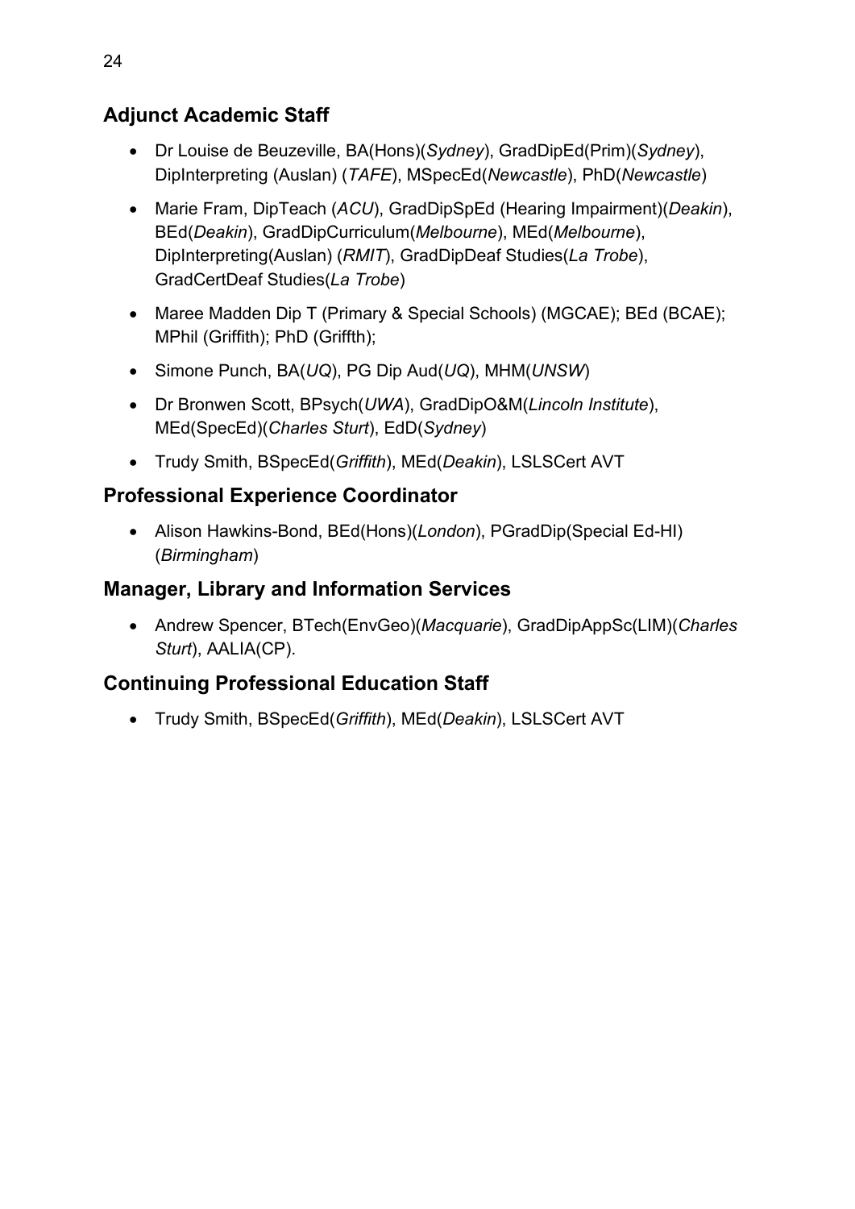## Adjunct Academic Staff

- Dr Louise de Beuzeville, BA(Hons)(*Sydney*), GradDipEd(Prim)(*Sydney*), DipInterpreting (Auslan) (*TAFE*), MSpecEd(*Newcastle*), PhD(*Newcastle*)
- Marie Fram, DipTeach (*ACU*), GradDipSpEd (Hearing Impairment)(*Deakin*), BEd(*Deakin*), GradDipCurriculum(*Melbourne*), MEd(*Melbourne*), DipInterpreting(Auslan) (*RMIT*), GradDipDeaf Studies(*La Trobe*), GradCertDeaf Studies(*La Trobe*)
- Maree Madden Dip T (Primary & Special Schools) (MGCAE); BEd (BCAE); MPhil (Griffith); PhD (Griffth);
- Simone Punch, BA(*UQ*), PG Dip Aud(*UQ*), MHM(*UNSW*)
- Dr Bronwen Scott, BPsych(*UWA*), GradDipO&M(*Lincoln Institute*), MEd(SpecEd)(*Charles Sturt*), EdD(*Sydney*)
- Trudy Smith, BSpecEd(*Griffith*), MEd(*Deakin*), LSLSCert AVT

## Professional Experience Coordinator

- Alison Hawkins-Bond, BEd(Hons)(*London*), PGradDip(Special Ed-HI) (*Birmingham*)

## Manager, Library and Information Services

- Andrew Spencer, BTech(EnvGeo)(*Macquarie*), GradDipAppSc(LIM)(*Charles Sturt*), AALIA(CP).

## Continuing Professional Education Staff

- Trudy Smith, BSpecEd(*Griffith*), MEd(*Deakin*), LSLSCert AVT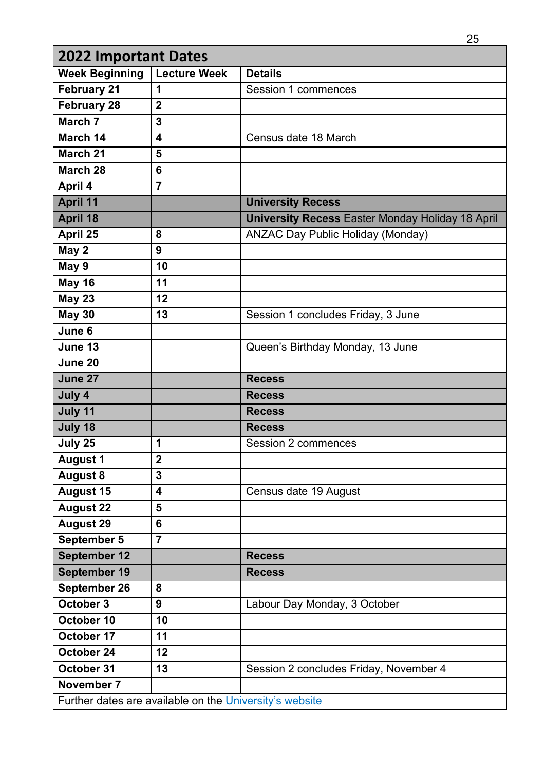## 2022 Important Dates

| Week Beginning | Lecture Week | Details |
|---|---|---|
| **February 21** | **1** | Session 1 commences |
| **February 28** | **2** | |
| **March 7** | **3** | |
| **March 14** | **4** | Census date 18 March |
| **March 21** | **5** | |
| **March 28** | **6** | |
| **April 4** | **7** | |
| **April 11** | | **University Recess** |
| **April 18** | | **University Recess** Easter Monday Holiday 18 April |
| **April 25** | **8** | ANZAC Day Public Holiday (Monday) |
| **May 2** | **9** | |
| **May 9** | **10** | |
| **May 16** | **11** | |
| **May 23** | **12** | |
| **May 30** | **13** | Session 1 concludes Friday, 3 June |
| **June 6** | | |
| **June 13** | | Queen's Birthday Monday, 13 June |
| **June 20** | | |
| **June 27** | | **Recess** |
| **July 4** | | **Recess** |
| **July 11** | | **Recess** |
| **July 18** | | **Recess** |
| **July 25** | **1** | Session 2 commences |
| **August 1** | **2** | |
| **August 8** | **3** | |
| **August 15** | **4** | Census date 19 August |
| **August 22** | **5** | |
| **August 29** | **6** | |
| **September 5** | **7** | |
| **September 12** | | **Recess** |
| **September 19** | | **Recess** |
| **September 26** | **8** | |
| **October 3** | **9** | Labour Day Monday, 3 October |
| **October 10** | **10** | |
| **October 17** | **11** | |
| **October 24** | **12** | |
| **October 31** | **13** | Session 2 concludes Friday, November 4 |
| **November 7** | | |

Further dates are available on the University's website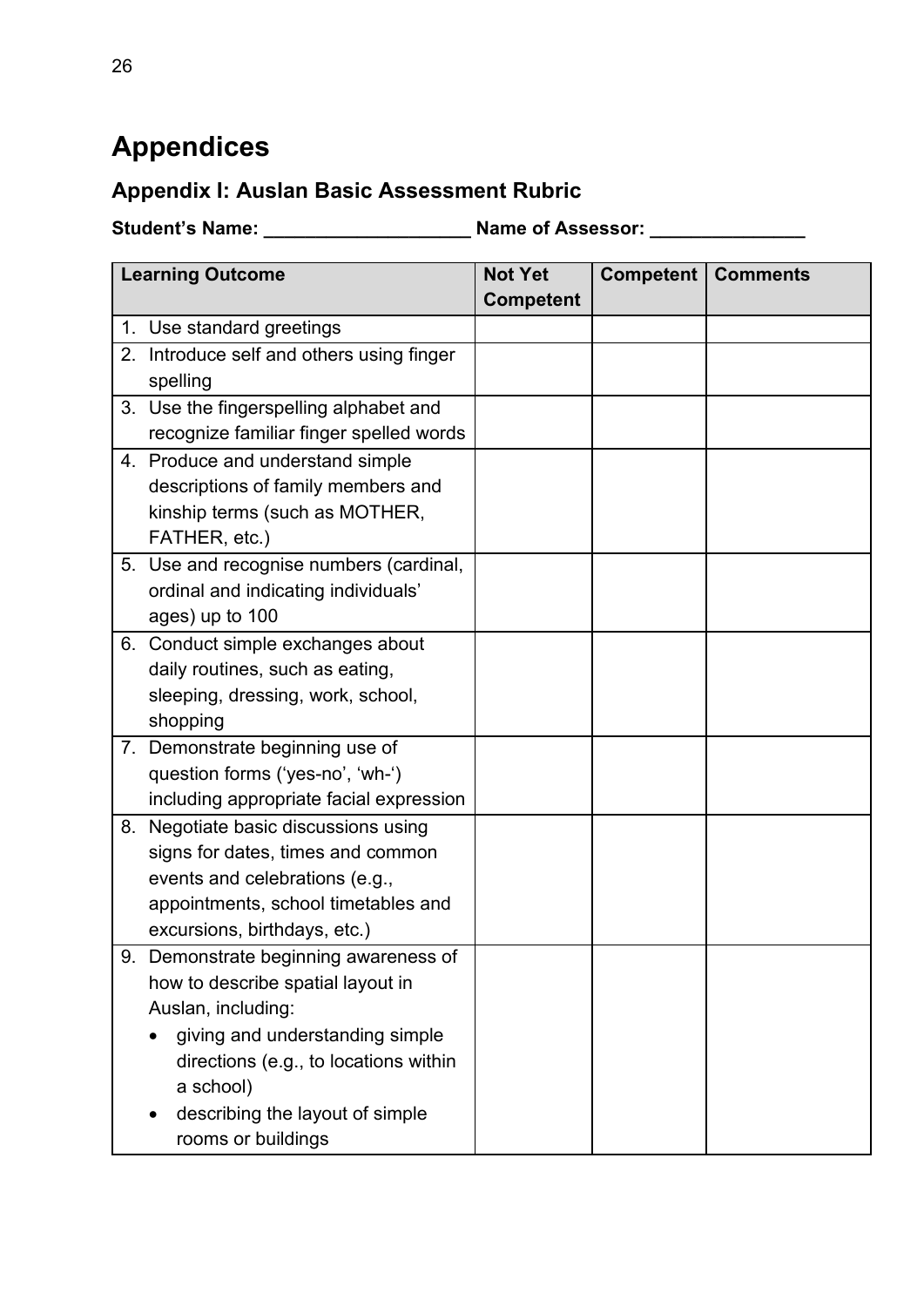# Appendices

## Appendix I: Auslan Basic Assessment Rubric

**Student's Name: ____________________ Name of Assessor: _______________**

| Learning Outcome | Not Yet Competent | Competent | Comments |
|---|---|---|---|
| 1. Use standard greetings | | | |
| 2. Introduce self and others using finger spelling | | | |
| 3. Use the fingerspelling alphabet and recognize familiar finger spelled words | | | |
| 4. Produce and understand simple descriptions of family members and kinship terms (such as MOTHER, FATHER, etc.) | | | |
| 5. Use and recognise numbers (cardinal, ordinal and indicating individuals' ages) up to 100 | | | |
| 6. Conduct simple exchanges about daily routines, such as eating, sleeping, dressing, work, school, shopping | | | |
| 7. Demonstrate beginning use of question forms ('yes-no', 'wh-') including appropriate facial expression | | | |
| 8. Negotiate basic discussions using signs for dates, times and common events and celebrations (e.g., appointments, school timetables and excursions, birthdays, etc.) | | | |
| 9. Demonstrate beginning awareness of how to describe spatial layout in Auslan, including: <br>• giving and understanding simple directions (e.g., to locations within a school) <br>• describing the layout of simple rooms or buildings | | | |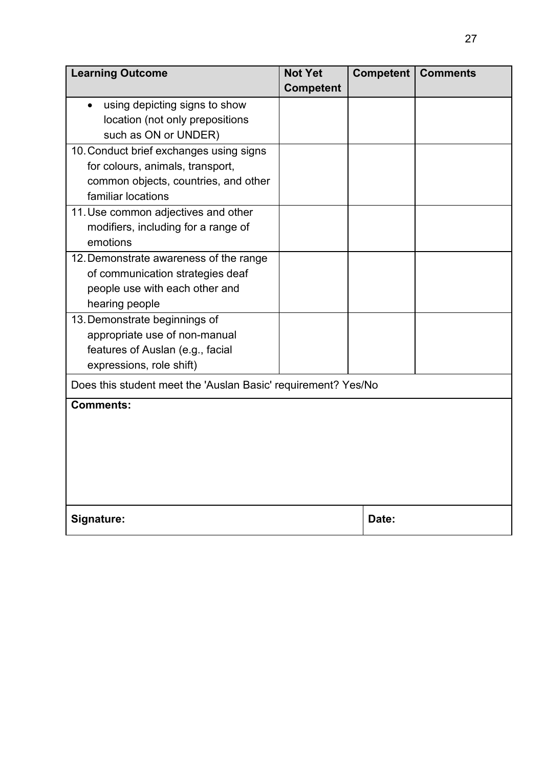| Learning Outcome | Not Yet Competent | Competent | Comments |
|---|---|---|---|
| • using depicting signs to show location (not only prepositions such as ON or UNDER) | | | |
| 10. Conduct brief exchanges using signs for colours, animals, transport, common objects, countries, and other familiar locations | | | |
| 11. Use common adjectives and other modifiers, including for a range of emotions | | | |
| 12. Demonstrate awareness of the range of communication strategies deaf people use with each other and hearing people | | | |
| 13. Demonstrate beginnings of appropriate use of non-manual features of Auslan (e.g., facial expressions, role shift) | | | |

Does this student meet the 'Auslan Basic' requirement? Yes/No

**Comments:**

| **Signature:** | **Date:** |
|---|---|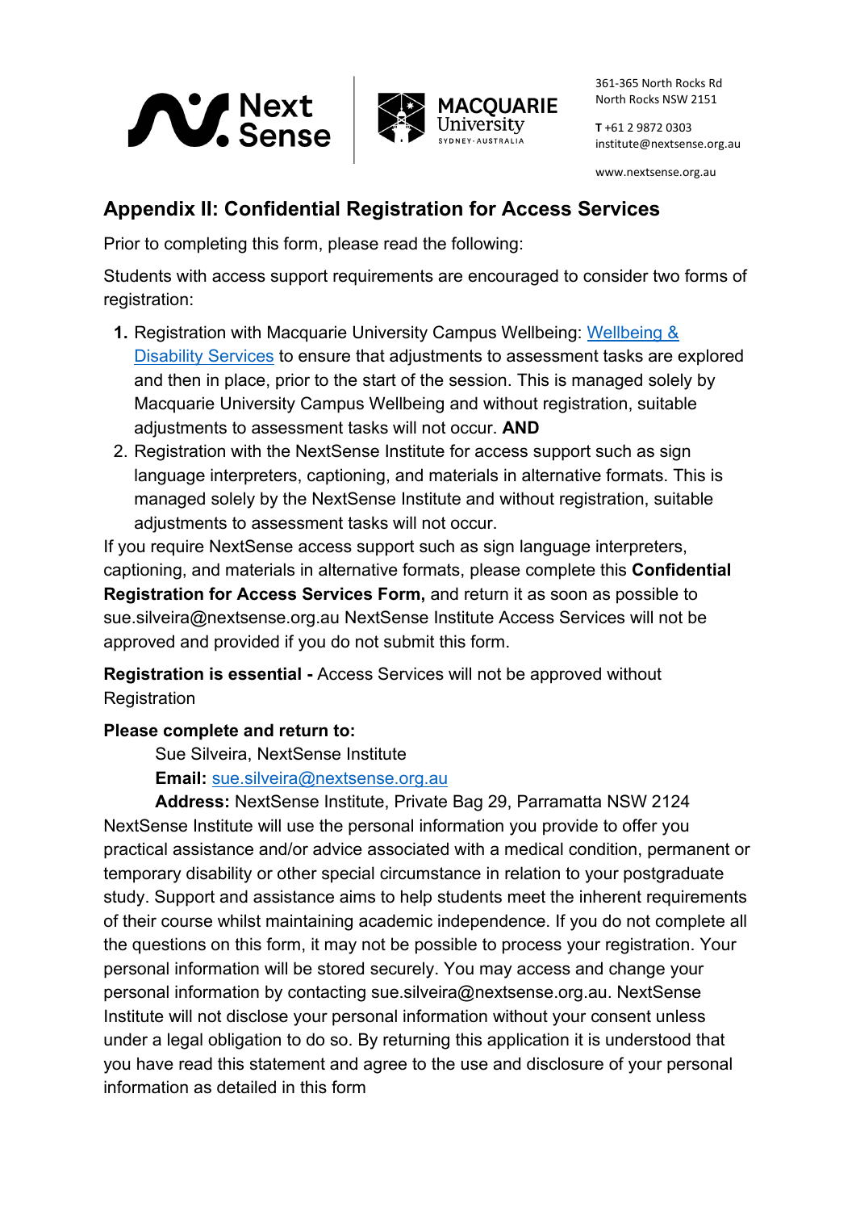361-365 North Rocks Rd
North Rocks NSW 2151

**T** +61 2 9872 0303
institute@nextsense.org.au

www.nextsense.org.au

## Appendix II: Confidential Registration for Access Services

Prior to completing this form, please read the following:

Students with access support requirements are encouraged to consider two forms of registration:

1. Registration with Macquarie University Campus Wellbeing: Wellbeing & Disability Services to ensure that adjustments to assessment tasks are explored and then in place, prior to the start of the session. This is managed solely by Macquarie University Campus Wellbeing and without registration, suitable adjustments to assessment tasks will not occur. **AND**
2. Registration with the NextSense Institute for access support such as sign language interpreters, captioning, and materials in alternative formats. This is managed solely by the NextSense Institute and without registration, suitable adjustments to assessment tasks will not occur.

If you require NextSense access support such as sign language interpreters, captioning, and materials in alternative formats, please complete this **Confidential Registration for Access Services Form,** and return it as soon as possible to sue.silveira@nextsense.org.au NextSense Institute Access Services will not be approved and provided if you do not submit this form.

**Registration is essential -** Access Services will not be approved without Registration

**Please complete and return to:**

Sue Silveira, NextSense Institute
**Email:** sue.silveira@nextsense.org.au
**Address:** NextSense Institute, Private Bag 29, Parramatta NSW 2124

NextSense Institute will use the personal information you provide to offer you practical assistance and/or advice associated with a medical condition, permanent or temporary disability or other special circumstance in relation to your postgraduate study. Support and assistance aims to help students meet the inherent requirements of their course whilst maintaining academic independence. If you do not complete all the questions on this form, it may not be possible to process your registration. Your personal information will be stored securely. You may access and change your personal information by contacting sue.silveira@nextsense.org.au. NextSense Institute will not disclose your personal information without your consent unless under a legal obligation to do so. By returning this application it is understood that you have read this statement and agree to the use and disclosure of your personal information as detailed in this form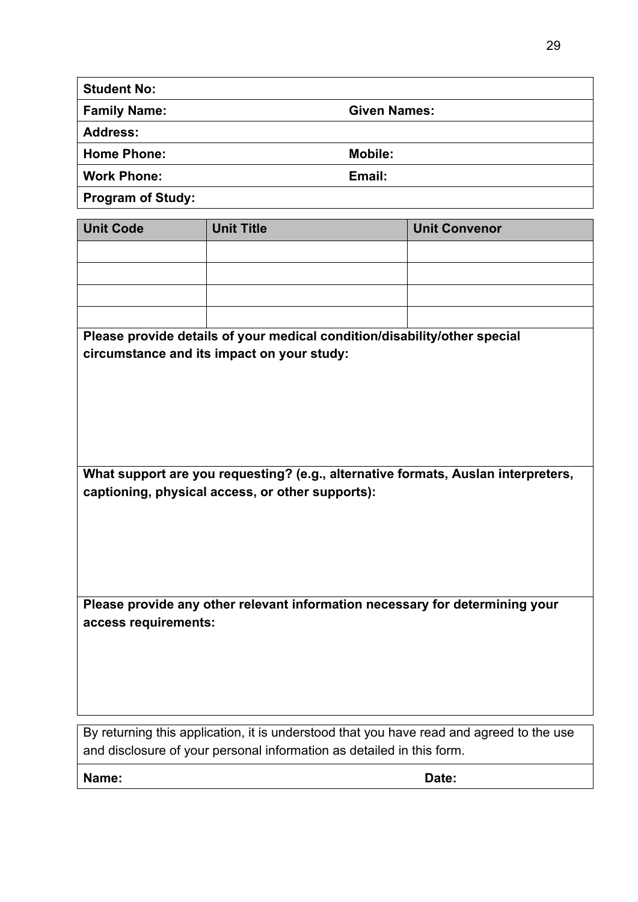| **Student No:** | |
|---|---|
| **Family Name:** | **Given Names:** |
| **Address:** | |
| **Home Phone:** | **Mobile:** |
| **Work Phone:** | **Email:** |
| **Program of Study:** | |

| Unit Code | Unit Title | Unit Convenor |
|---|---|---|
| | | |
| | | |
| | | |
| | | |

**Please provide details of your medical condition/disability/other special circumstance and its impact on your study:**

**What support are you requesting? (e.g., alternative formats, Auslan interpreters, captioning, physical access, or other supports):**

**Please provide any other relevant information necessary for determining your access requirements:**

By returning this application, it is understood that you have read and agreed to the use and disclosure of your personal information as detailed in this form.

| **Name:** | **Date:** |
|---|---|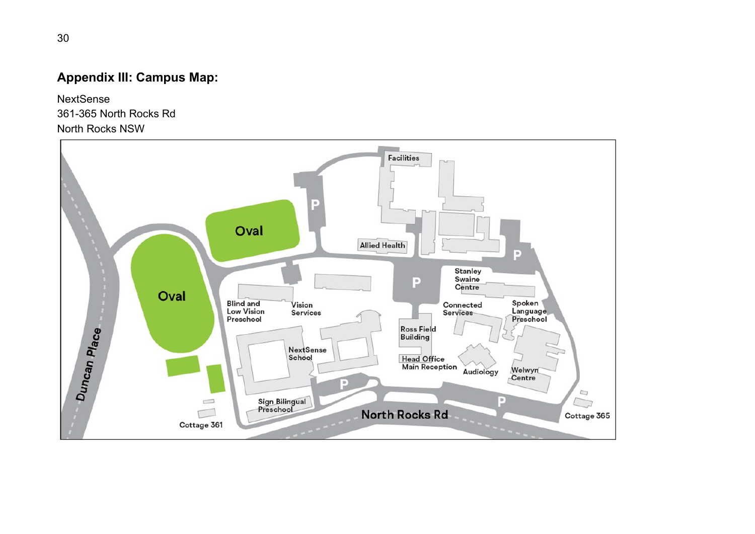## Appendix III: Campus Map:

NextSense
361-365 North Rocks Rd
North Rocks NSW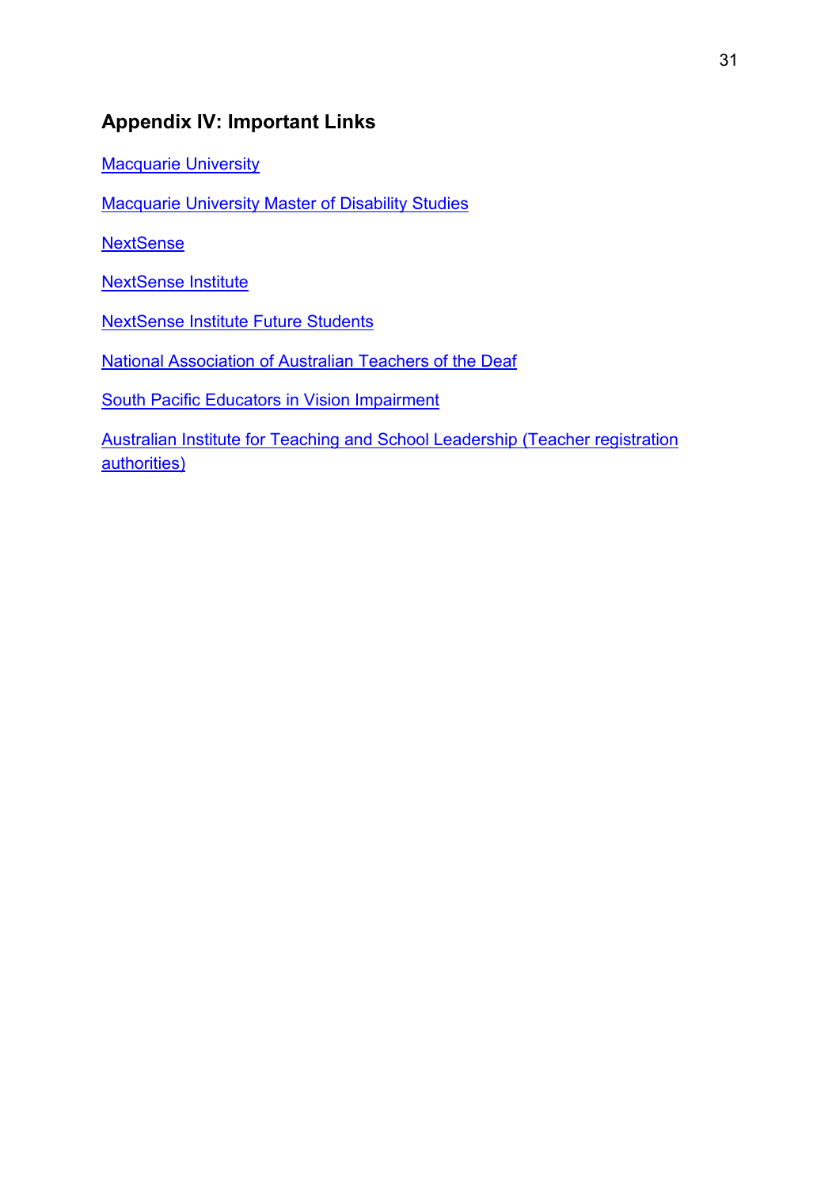## Appendix IV: Important Links

Macquarie University

Macquarie University Master of Disability Studies

NextSense

NextSense Institute

NextSense Institute Future Students

National Association of Australian Teachers of the Deaf

South Pacific Educators in Vision Impairment

Australian Institute for Teaching and School Leadership (Teacher registration authorities)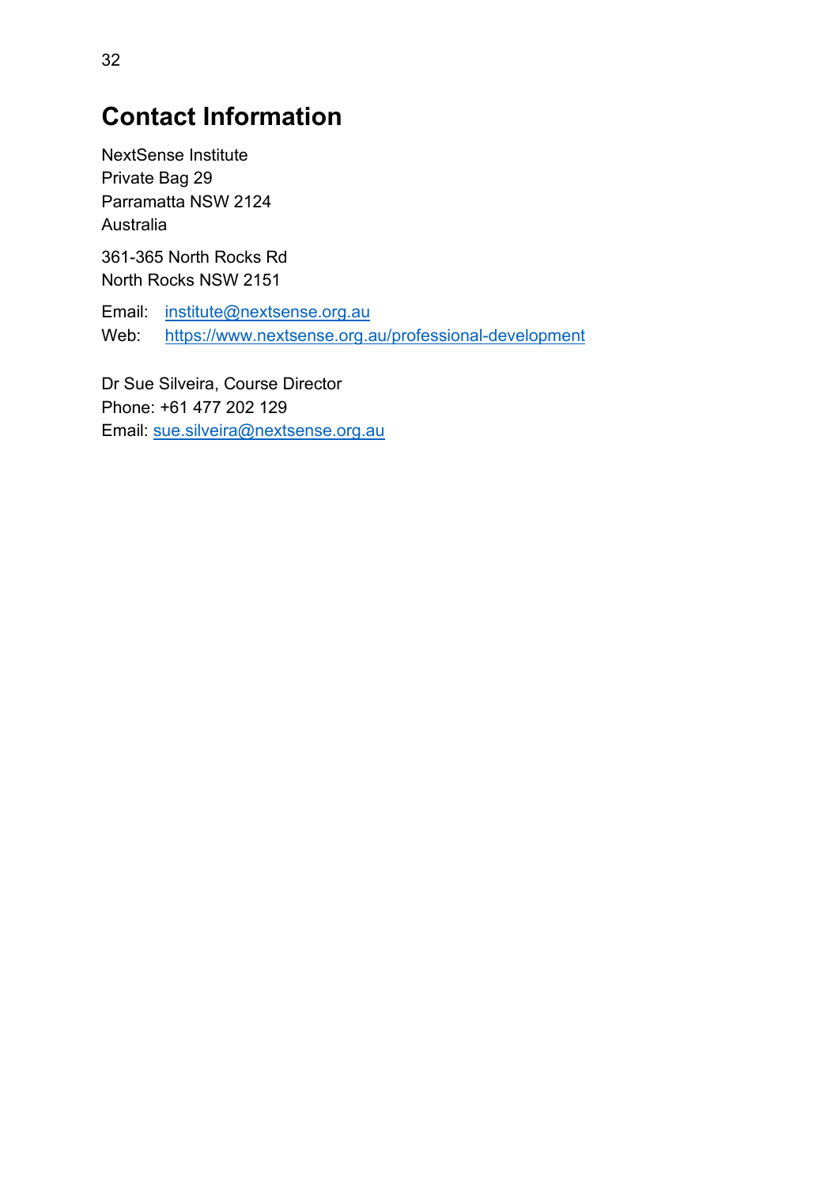# Contact Information

NextSense Institute
Private Bag 29
Parramatta NSW 2124
Australia

361-365 North Rocks Rd
North Rocks NSW 2151

Email: institute@nextsense.org.au
Web: https://www.nextsense.org.au/professional-development

Dr Sue Silveira, Course Director
Phone: +61 477 202 129
Email: sue.silveira@nextsense.org.au